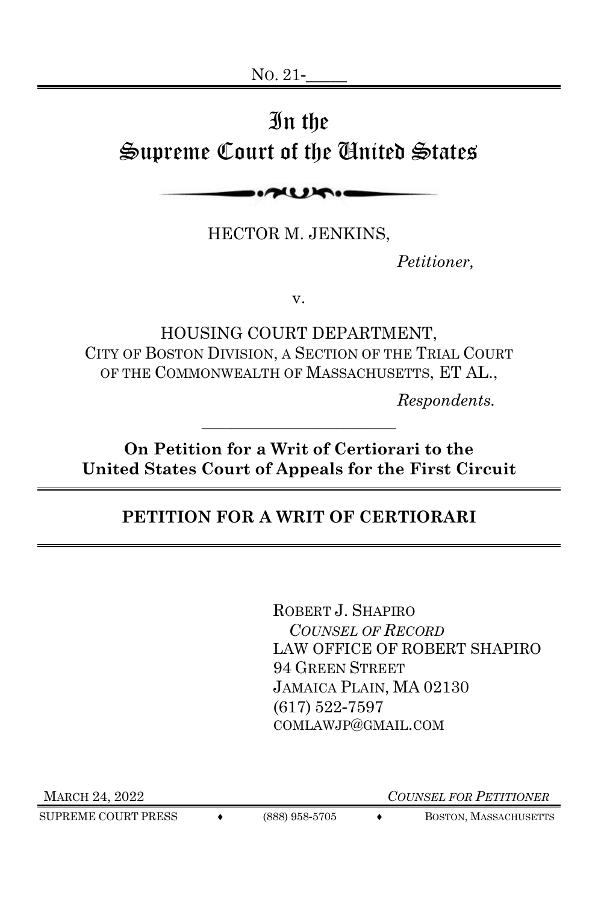NO. 21-\_\_\_\_\_

# In the Supreme Court of the United States

HECTOR M. JENKINS,

*Petitioner,*

v.

HOUSING COURT DEPARTMENT, CITY OF BOSTON DIVISION, A SECTION OF THE TRIAL COURT OF THE COMMONWEALTH OF MASSACHUSETTS, ET AL.,

*Respondents.*

---

**On Petition for a Writ of Certiorari to the United States Court of Appeals for the First Circuit**

## PETITION FOR A WRIT OF CERTIORARI

ROBERT J. SHAPIRO
*COUNSEL OF RECORD*
LAW OFFICE OF ROBERT SHAPIRO
94 GREEN STREET
JAMAICA PLAIN, MA 02130
(617) 522-7597
COMLAWJP@GMAIL.COM

MARCH 24, 2022

*COUNSEL FOR PETITIONER*

SUPREME COURT PRESS ♦ (888) 958-5705 ♦ BOSTON, MASSACHUSETTS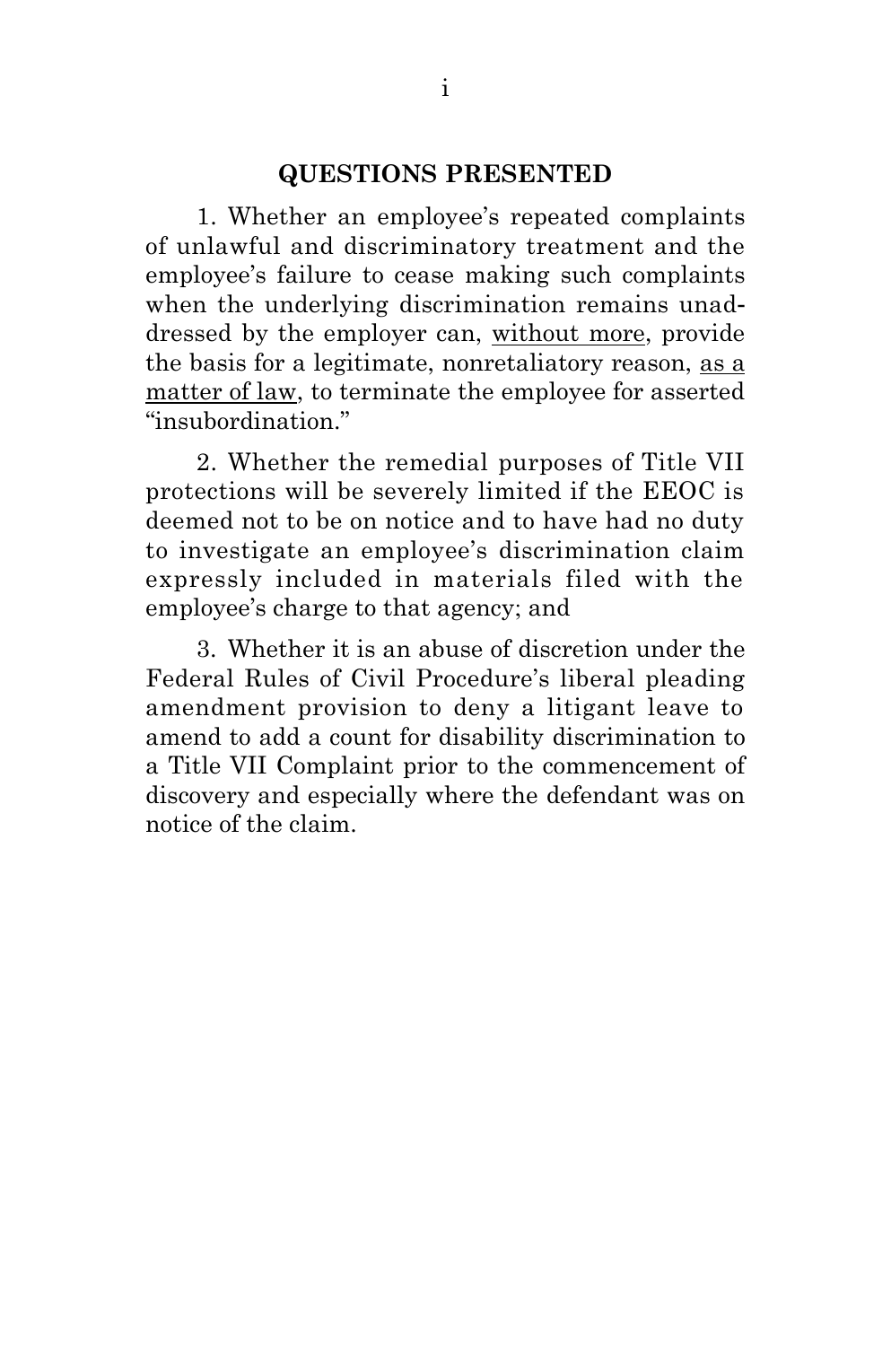## QUESTIONS PRESENTED

1. Whether an employee's repeated complaints of unlawful and discriminatory treatment and the employee's failure to cease making such complaints when the underlying discrimination remains unaddressed by the employer can, <u>without more</u>, provide the basis for a legitimate, nonretaliatory reason, <u>as a matter of law</u>, to terminate the employee for asserted "insubordination."

2. Whether the remedial purposes of Title VII protections will be severely limited if the EEOC is deemed not to be on notice and to have had no duty to investigate an employee's discrimination claim expressly included in materials filed with the employee's charge to that agency; and

3. Whether it is an abuse of discretion under the Federal Rules of Civil Procedure's liberal pleading amendment provision to deny a litigant leave to amend to add a count for disability discrimination to a Title VII Complaint prior to the commencement of discovery and especially where the defendant was on notice of the claim.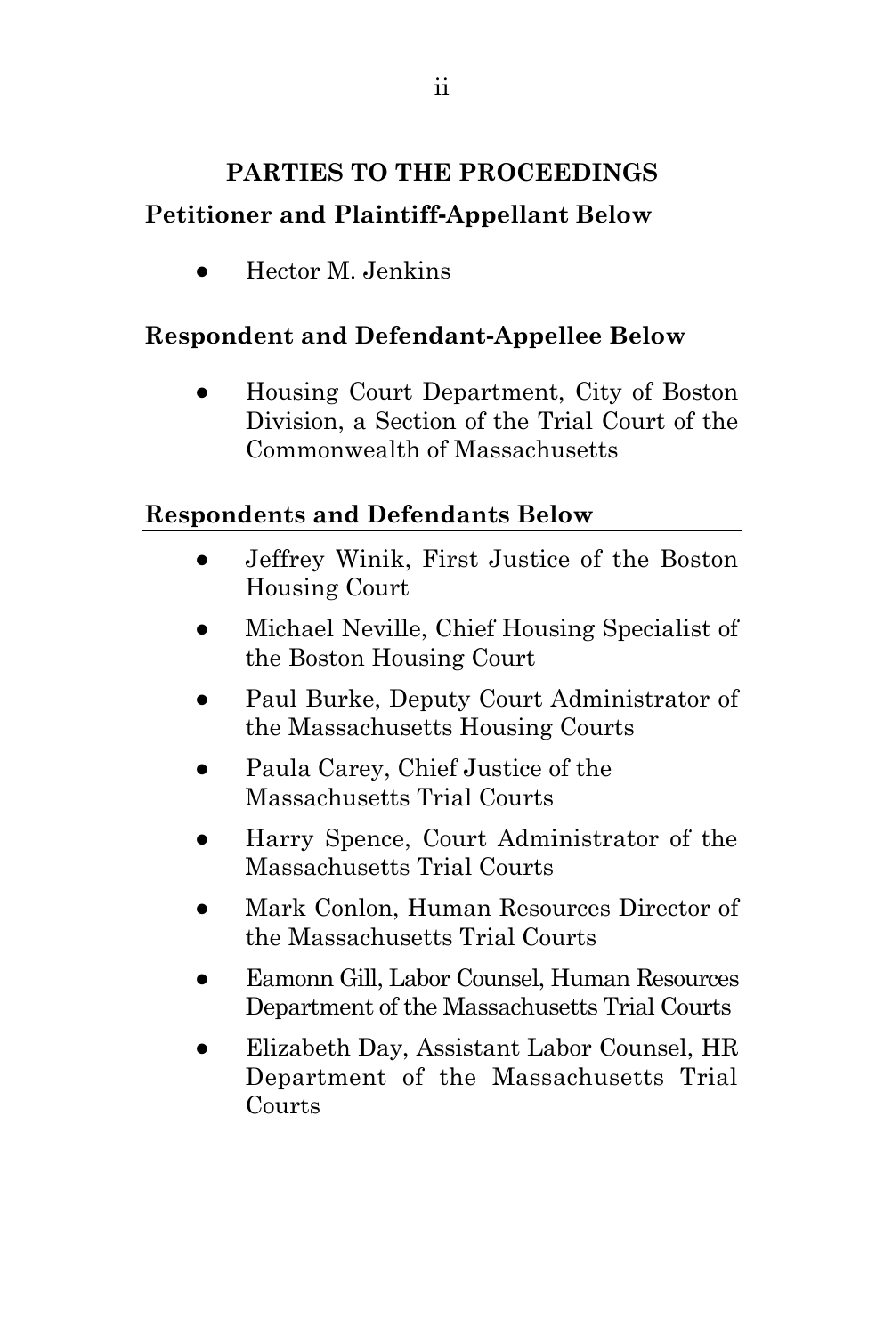## PARTIES TO THE PROCEEDINGS

### Petitioner and Plaintiff-Appellant Below

- Hector M. Jenkins

### Respondent and Defendant-Appellee Below

- Housing Court Department, City of Boston Division, a Section of the Trial Court of the Commonwealth of Massachusetts

### Respondents and Defendants Below

- Jeffrey Winik, First Justice of the Boston Housing Court
- Michael Neville, Chief Housing Specialist of the Boston Housing Court
- Paul Burke, Deputy Court Administrator of the Massachusetts Housing Courts
- Paula Carey, Chief Justice of the Massachusetts Trial Courts
- Harry Spence, Court Administrator of the Massachusetts Trial Courts
- Mark Conlon, Human Resources Director of the Massachusetts Trial Courts
- Eamonn Gill, Labor Counsel, Human Resources Department of the Massachusetts Trial Courts
- Elizabeth Day, Assistant Labor Counsel, HR Department of the Massachusetts Trial Courts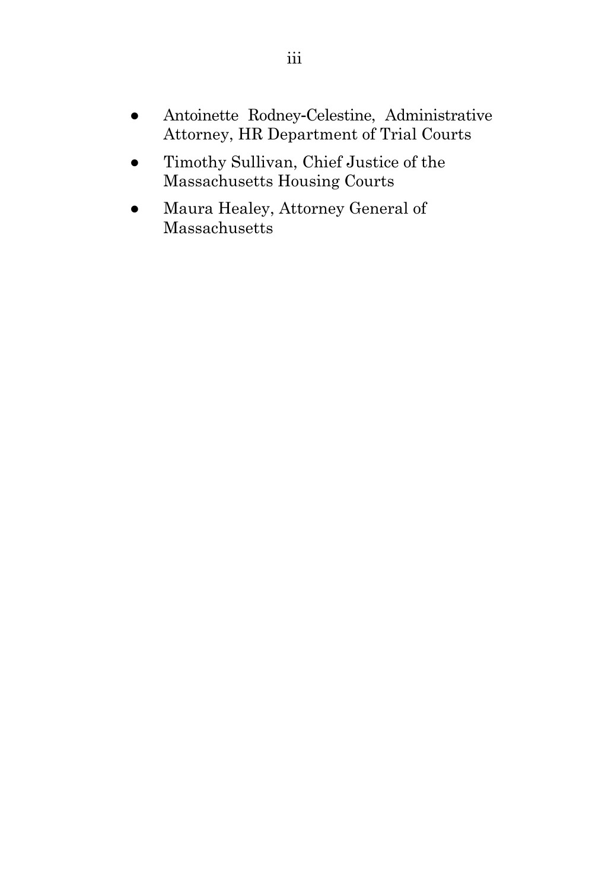- Antoinette Rodney-Celestine, Administrative Attorney, HR Department of Trial Courts
- Timothy Sullivan, Chief Justice of the Massachusetts Housing Courts
- Maura Healey, Attorney General of Massachusetts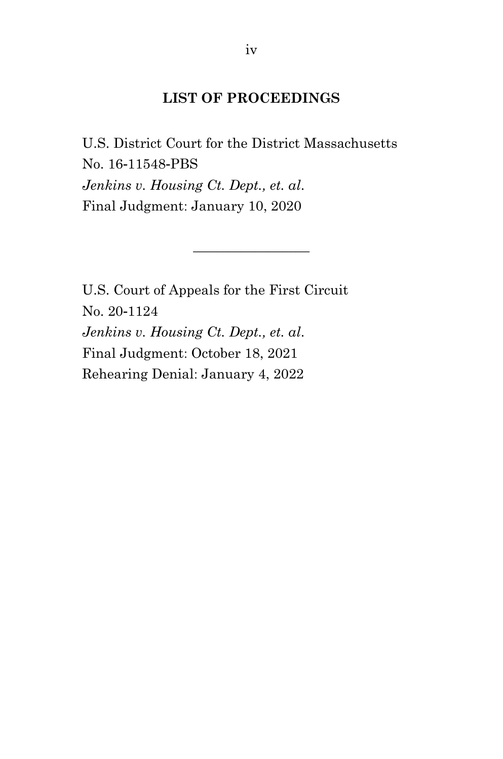## LIST OF PROCEEDINGS

U.S. District Court for the District Massachusetts
No. 16-11548-PBS
*Jenkins v. Housing Ct. Dept., et. al.*
Final Judgment: January 10, 2020

---

U.S. Court of Appeals for the First Circuit
No. 20-1124
*Jenkins v. Housing Ct. Dept., et. al.*
Final Judgment: October 18, 2021
Rehearing Denial: January 4, 2022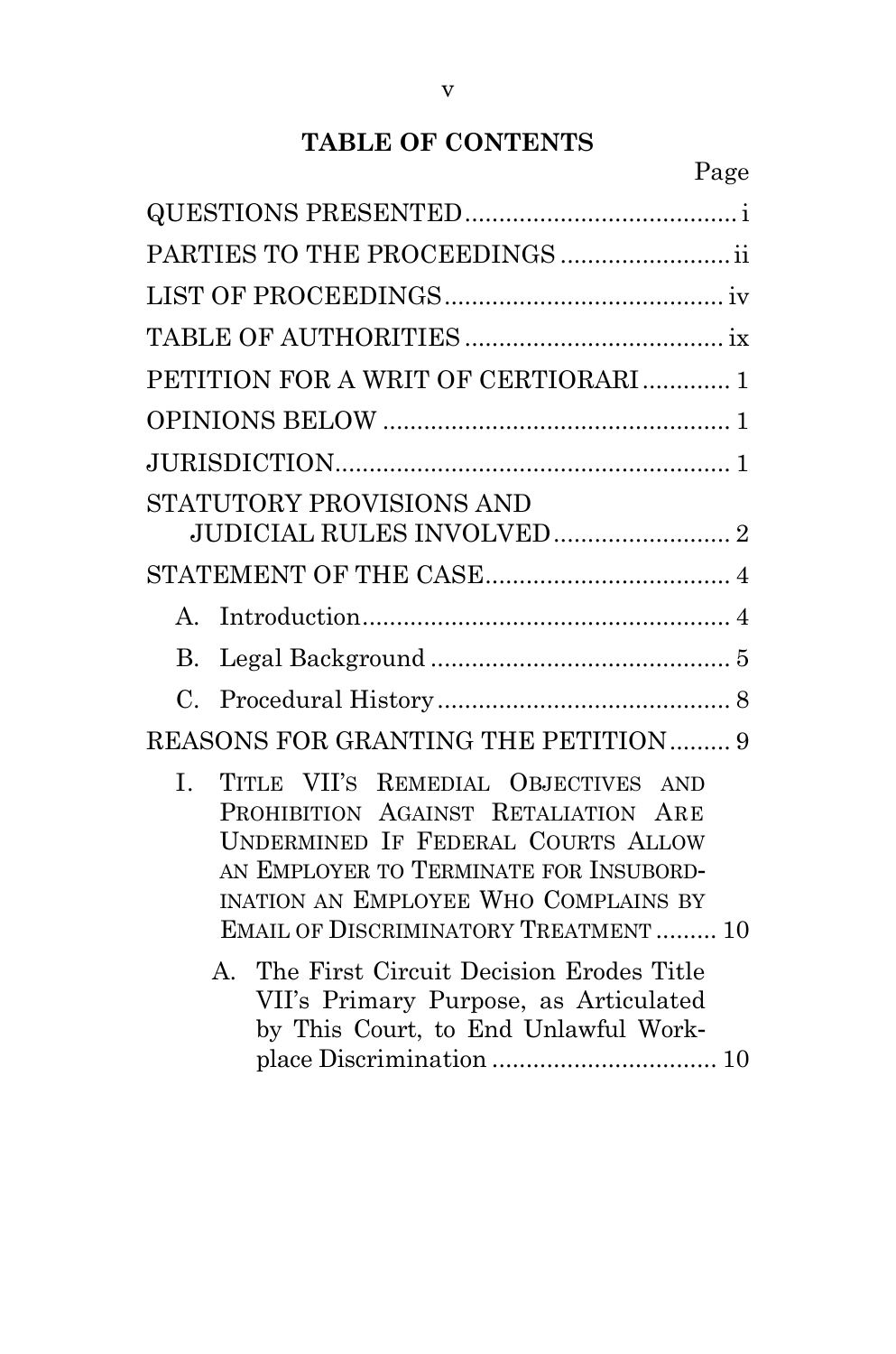## TABLE OF CONTENTS

| | Page |
|---|---|
| QUESTIONS PRESENTED | i |
| PARTIES TO THE PROCEEDINGS | ii |
| LIST OF PROCEEDINGS | iv |
| TABLE OF AUTHORITIES | ix |
| PETITION FOR A WRIT OF CERTIORARI | 1 |
| OPINIONS BELOW | 1 |
| JURISDICTION | 1 |
| STATUTORY PROVISIONS AND JUDICIAL RULES INVOLVED | 2 |
| STATEMENT OF THE CASE | 4 |
| A. Introduction | 4 |
| B. Legal Background | 5 |
| C. Procedural History | 8 |
| REASONS FOR GRANTING THE PETITION | 9 |
| I. TITLE VII'S REMEDIAL OBJECTIVES AND PROHIBITION AGAINST RETALIATION ARE UNDERMINED IF FEDERAL COURTS ALLOW AN EMPLOYER TO TERMINATE FOR INSUBORDINATION AN EMPLOYEE WHO COMPLAINS BY EMAIL OF DISCRIMINATORY TREATMENT | 10 |
| A. The First Circuit Decision Erodes Title VII's Primary Purpose, as Articulated by This Court, to End Unlawful Workplace Discrimination | 10 |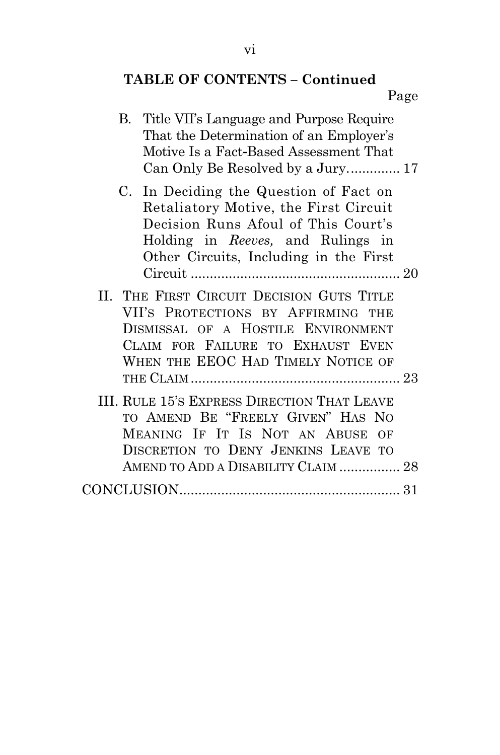**TABLE OF CONTENTS – Continued**

Page

B. Title VII's Language and Purpose Require That the Determination of an Employer's Motive Is a Fact-Based Assessment That Can Only Be Resolved by a Jury............. 17

C. In Deciding the Question of Fact on Retaliatory Motive, the First Circuit Decision Runs Afoul of This Court's Holding in *Reeves,* and Rulings in Other Circuits, Including in the First Circuit ...................................................... 20

II. THE FIRST CIRCUIT DECISION GUTS TITLE VII'S PROTECTIONS BY AFFIRMING THE DISMISSAL OF A HOSTILE ENVIRONMENT CLAIM FOR FAILURE TO EXHAUST EVEN WHEN THE EEOC HAD TIMELY NOTICE OF THE CLAIM ...................................................... 23

III. RULE 15'S EXPRESS DIRECTION THAT LEAVE TO AMEND BE "FREELY GIVEN" HAS NO MEANING IF IT IS NOT AN ABUSE OF DISCRETION TO DENY JENKINS LEAVE TO AMEND TO ADD A DISABILITY CLAIM ................ 28

CONCLUSION.......................................................... 31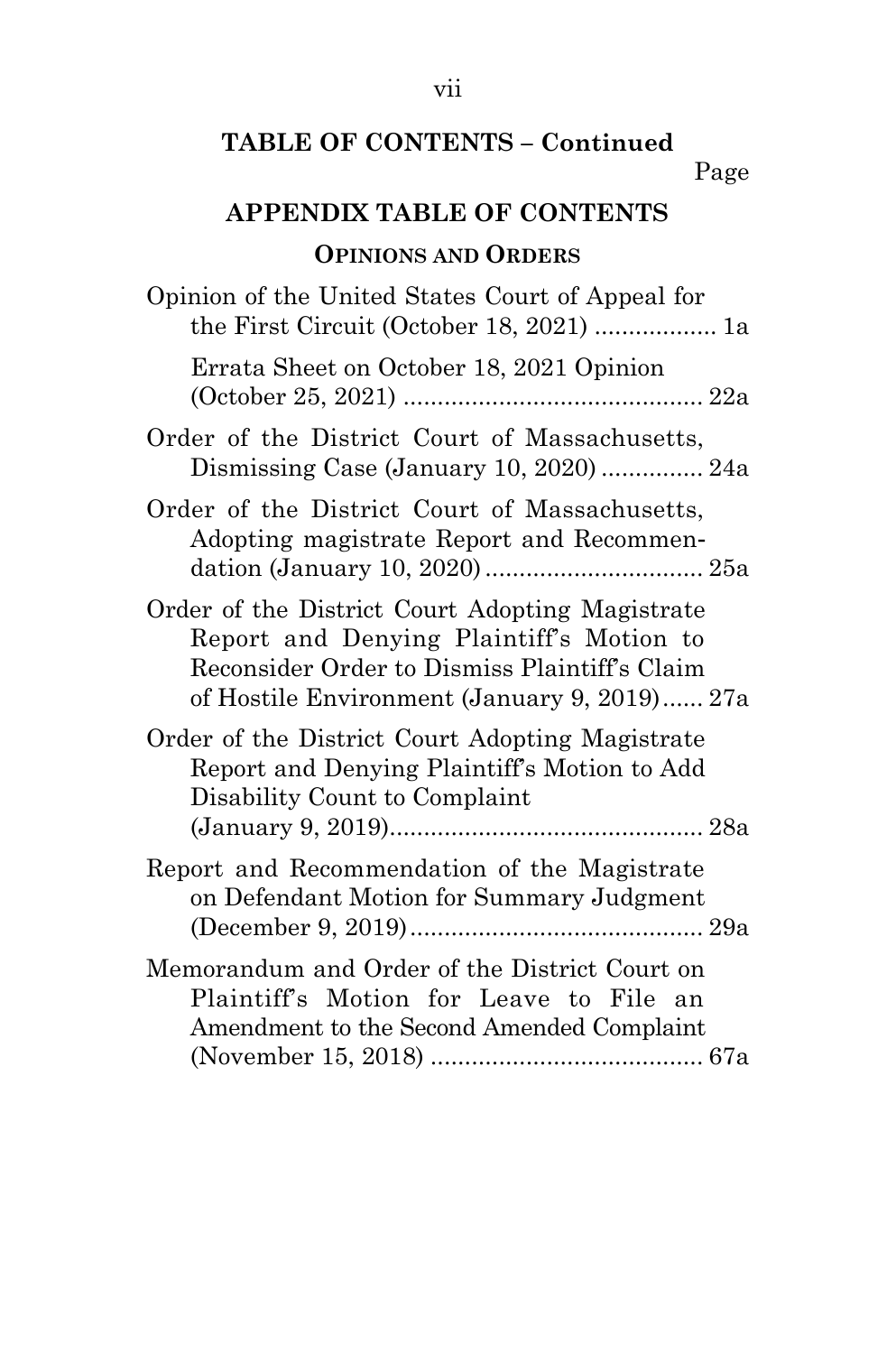**TABLE OF CONTENTS – Continued**

Page

## APPENDIX TABLE OF CONTENTS

### OPINIONS AND ORDERS

Opinion of the United States Court of Appeal for the First Circuit (October 18, 2021) .................. 1a

Errata Sheet on October 18, 2021 Opinion (October 25, 2021) ............................................ 22a

Order of the District Court of Massachusetts, Dismissing Case (January 10, 2020) ............... 24a

Order of the District Court of Massachusetts, Adopting magistrate Report and Recommendation (January 10, 2020) ................................ 25a

Order of the District Court Adopting Magistrate Report and Denying Plaintiff's Motion to Reconsider Order to Dismiss Plaintiff's Claim of Hostile Environment (January 9, 2019)...... 27a

Order of the District Court Adopting Magistrate Report and Denying Plaintiff's Motion to Add Disability Count to Complaint (January 9, 2019).............................................. 28a

Report and Recommendation of the Magistrate on Defendant Motion for Summary Judgment (December 9, 2019)........................................... 29a

Memorandum and Order of the District Court on Plaintiff's Motion for Leave to File an Amendment to the Second Amended Complaint (November 15, 2018) ........................................ 67a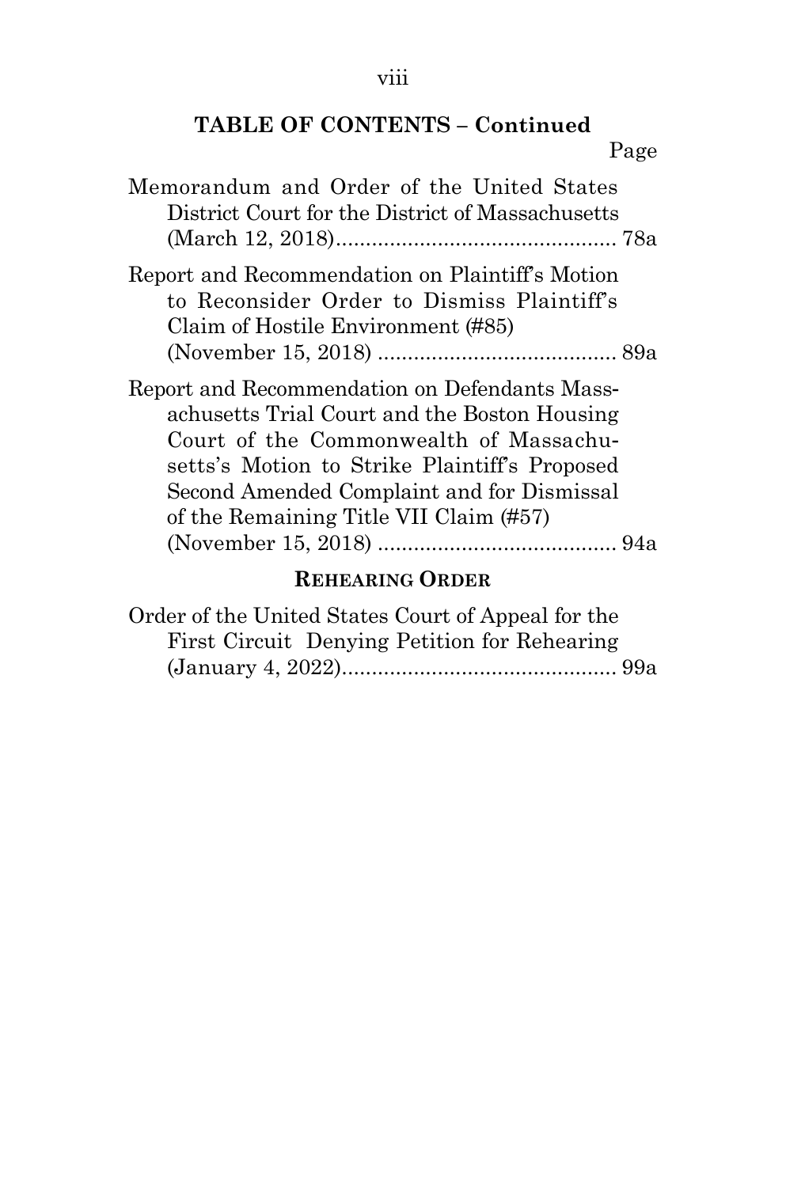**TABLE OF CONTENTS – Continued**

Page

Memorandum and Order of the United States District Court for the District of Massachusetts (March 12, 2018)............................................... 78a

Report and Recommendation on Plaintiff's Motion to Reconsider Order to Dismiss Plaintiff's Claim of Hostile Environment (#85) (November 15, 2018) ........................................ 89a

Report and Recommendation on Defendants Massachusetts Trial Court and the Boston Housing Court of the Commonwealth of Massachusetts's Motion to Strike Plaintiff's Proposed Second Amended Complaint and for Dismissal of the Remaining Title VII Claim (#57) (November 15, 2018) ........................................ 94a

**REHEARING ORDER**

Order of the United States Court of Appeal for the First Circuit Denying Petition for Rehearing (January 4, 2022).............................................. 99a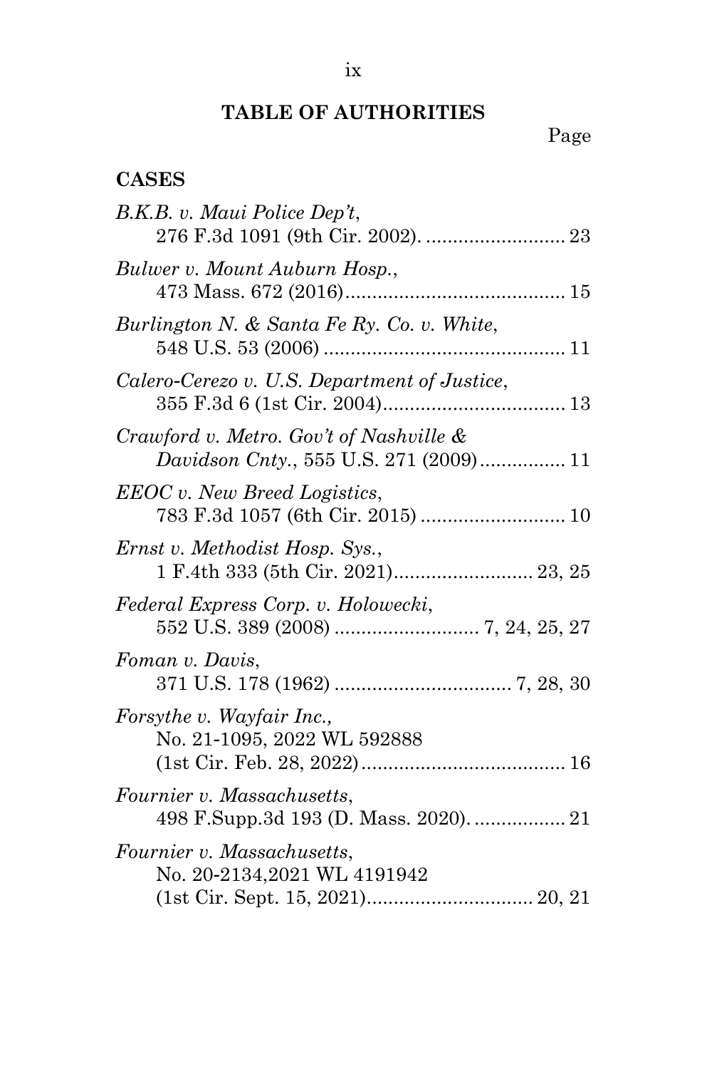## TABLE OF AUTHORITIES

Page

### CASES

*B.K.B. v. Maui Police Dep't*,
276 F.3d 1091 (9th Cir. 2002). .......................... 23

*Bulwer v. Mount Auburn Hosp.*,
473 Mass. 672 (2016)......................................... 15

*Burlington N. & Santa Fe Ry. Co. v. White*,
548 U.S. 53 (2006) ............................................. 11

*Calero-Cerezo v. U.S. Department of Justice*,
355 F.3d 6 (1st Cir. 2004).................................. 13

*Crawford v. Metro. Gov't of Nashville & Davidson Cnty.*, 555 U.S. 271 (2009)................ 11

*EEOC v. New Breed Logistics*,
783 F.3d 1057 (6th Cir. 2015) ........................... 10

*Ernst v. Methodist Hosp. Sys.*,
1 F.4th 333 (5th Cir. 2021).......................... 23, 25

*Federal Express Corp. v. Holowecki*,
552 U.S. 389 (2008) ........................... 7, 24, 25, 27

*Foman v. Davis*,
371 U.S. 178 (1962) ................................. 7, 28, 30

*Forsythe v. Wayfair Inc.,*
No. 21-1095, 2022 WL 592888
(1st Cir. Feb. 28, 2022)...................................... 16

*Fournier v. Massachusetts*,
498 F.Supp.3d 193 (D. Mass. 2020). ................. 21

*Fournier v. Massachusetts*,
No. 20-2134,2021 WL 4191942
(1st Cir. Sept. 15, 2021)............................... 20, 21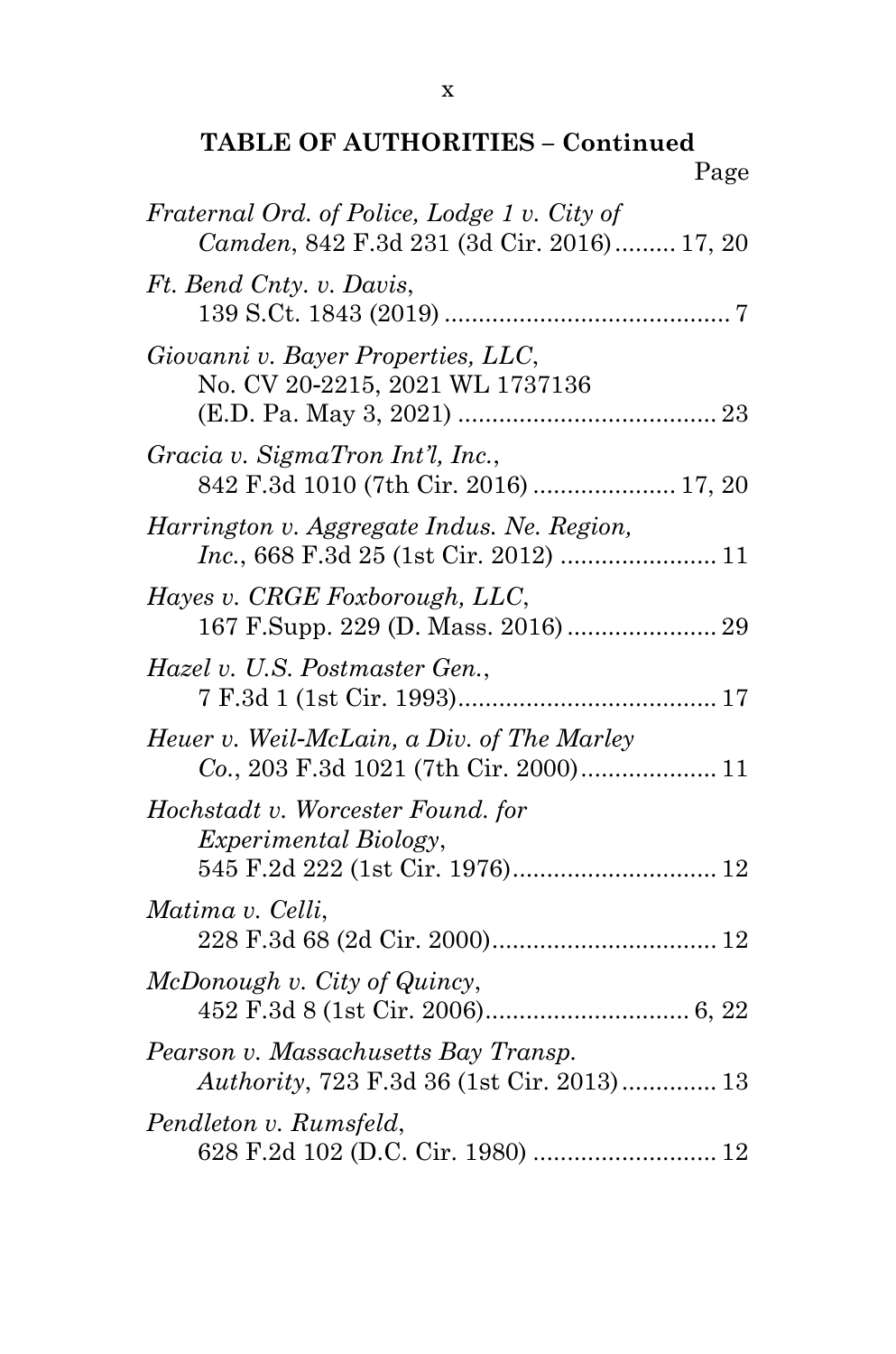**TABLE OF AUTHORITIES – Continued**

Page

*Fraternal Ord. of Police, Lodge 1 v. City of Camden*, 842 F.3d 231 (3d Cir. 2016) ......... 17, 20

*Ft. Bend Cnty. v. Davis*, 139 S.Ct. 1843 (2019) .......................................... 7

*Giovanni v. Bayer Properties, LLC*, No. CV 20-2215, 2021 WL 1737136 (E.D. Pa. May 3, 2021) ...................................... 23

*Gracia v. SigmaTron Int'l, Inc.*, 842 F.3d 1010 (7th Cir. 2016) ..................... 17, 20

*Harrington v. Aggregate Indus. Ne. Region, Inc.*, 668 F.3d 25 (1st Cir. 2012) ....................... 11

*Hayes v. CRGE Foxborough, LLC*, 167 F.Supp. 229 (D. Mass. 2016) ...................... 29

*Hazel v. U.S. Postmaster Gen.*, 7 F.3d 1 (1st Cir. 1993)...................................... 17

*Heuer v. Weil-McLain, a Div. of The Marley Co.*, 203 F.3d 1021 (7th Cir. 2000).................... 11

*Hochstadt v. Worcester Found. for Experimental Biology*, 545 F.2d 222 (1st Cir. 1976).............................. 12

*Matima v. Celli*, 228 F.3d 68 (2d Cir. 2000)................................. 12

*McDonough v. City of Quincy*, 452 F.3d 8 (1st Cir. 2006).............................. 6, 22

*Pearson v. Massachusetts Bay Transp. Authority*, 723 F.3d 36 (1st Cir. 2013).............. 13

*Pendleton v. Rumsfeld*, 628 F.2d 102 (D.C. Cir. 1980) ........................... 12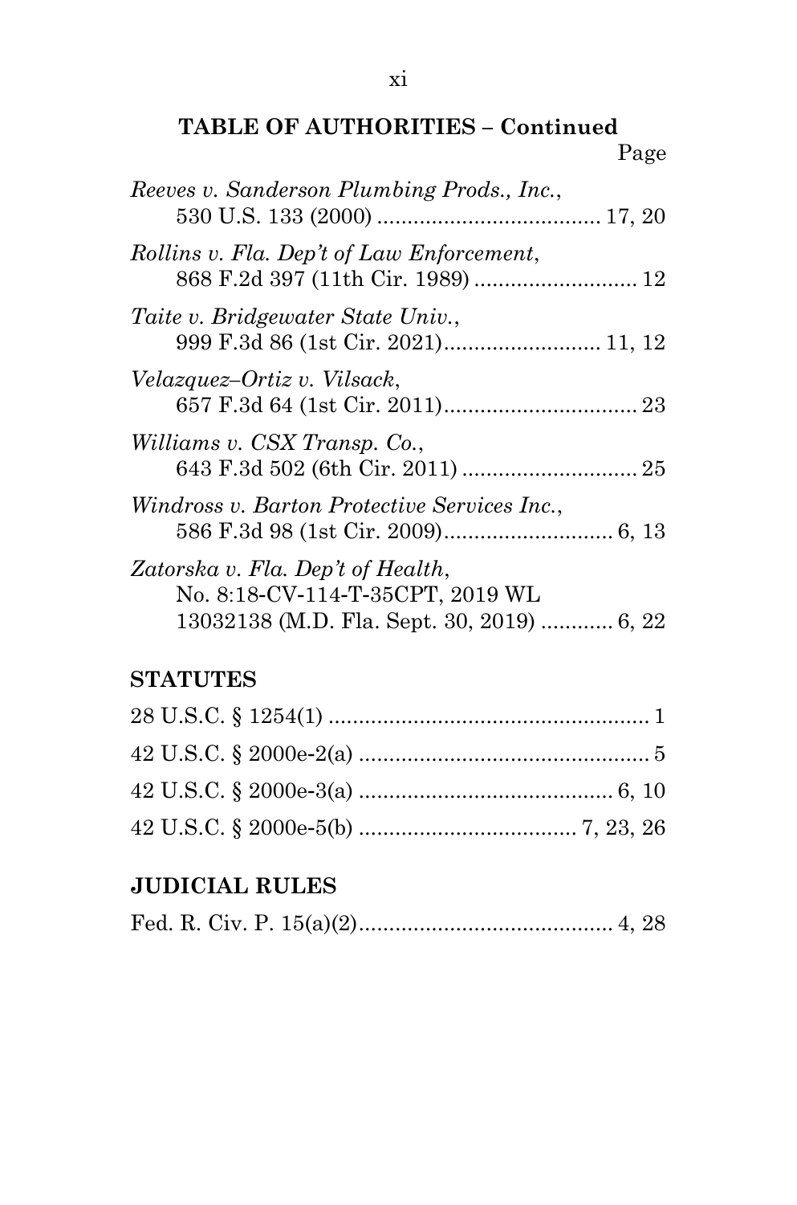## TABLE OF AUTHORITIES – Continued

Page

*Reeves v. Sanderson Plumbing Prods., Inc.*, 530 U.S. 133 (2000) .................................... 17, 20

*Rollins v. Fla. Dep't of Law Enforcement*, 868 F.2d 397 (11th Cir. 1989) .......................... 12

*Taite v. Bridgewater State Univ.*, 999 F.3d 86 (1st Cir. 2021)......................... 11, 12

*Velazquez–Ortiz v. Vilsack*, 657 F.3d 64 (1st Cir. 2011)............................... 23

*Williams v. CSX Transp. Co.*, 643 F.3d 502 (6th Cir. 2011) ............................ 25

*Windross v. Barton Protective Services Inc.*, 586 F.3d 98 (1st Cir. 2009)........................... 6, 13

*Zatorska v. Fla. Dep't of Health*, No. 8:18-CV-114-T-35CPT, 2019 WL 13032138 (M.D. Fla. Sept. 30, 2019) ........... 6, 22

### STATUTES

28 U.S.C. § 1254(1) ..................................................... 1

42 U.S.C. § 2000e-2(a) ................................................ 5

42 U.S.C. § 2000e-3(a) ......................................... 6, 10

42 U.S.C. § 2000e-5(b) ................................... 7, 23, 26

### JUDICIAL RULES

Fed. R. Civ. P. 15(a)(2)......................................... 4, 28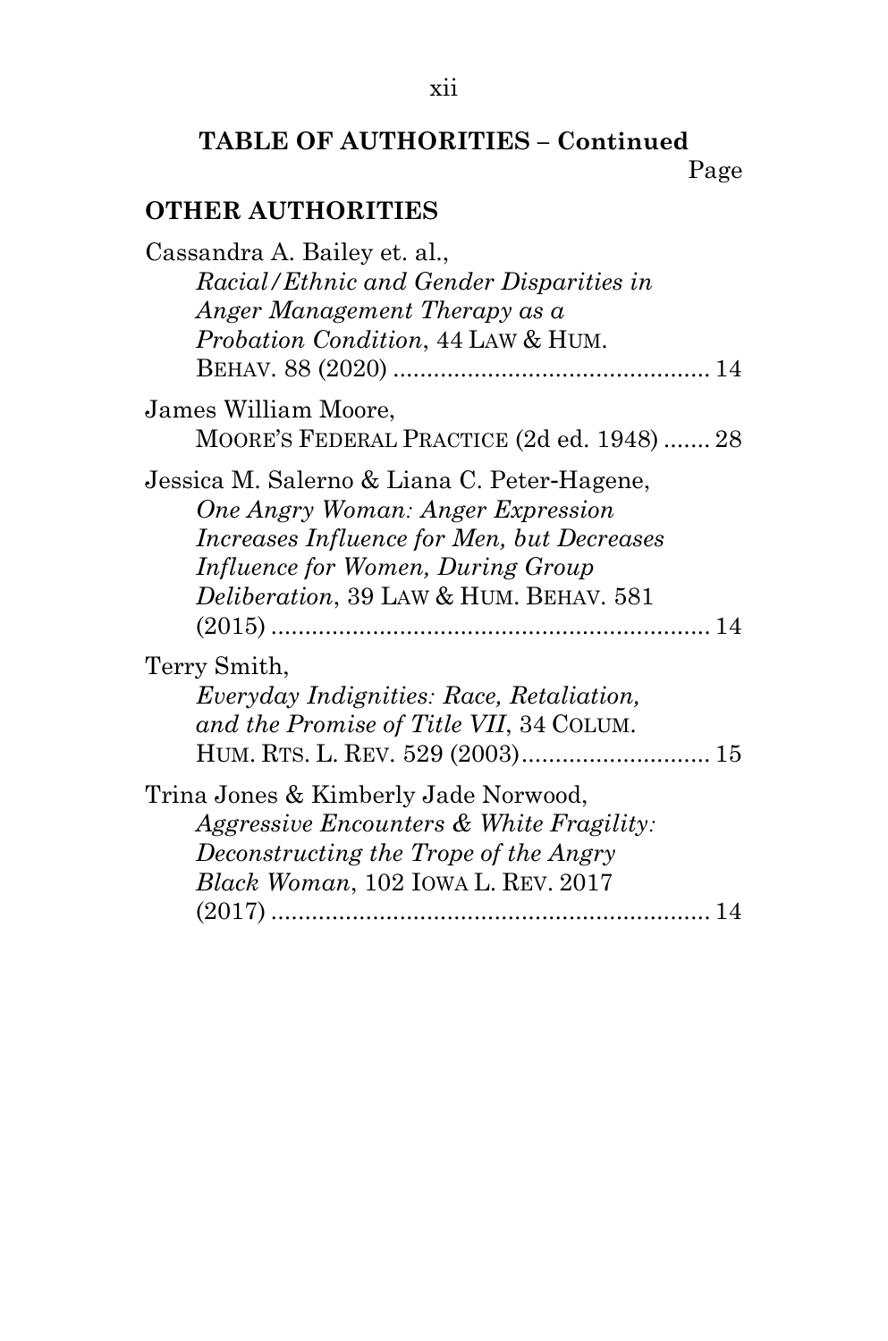**TABLE OF AUTHORITIES – Continued**

Page

**OTHER AUTHORITIES**

Cassandra A. Bailey et. al., *Racial/Ethnic and Gender Disparities in Anger Management Therapy as a Probation Condition*, 44 LAW & HUM. BEHAV. 88 (2020) .............................................. 14

James William Moore, MOORE'S FEDERAL PRACTICE (2d ed. 1948) ....... 28

Jessica M. Salerno & Liana C. Peter-Hagene, *One Angry Woman: Anger Expression Increases Influence for Men, but Decreases Influence for Women, During Group Deliberation*, 39 LAW & HUM. BEHAV. 581 (2015) ................................................................ 14

Terry Smith, *Everyday Indignities: Race, Retaliation, and the Promise of Title VII*, 34 COLUM. HUM. RTS. L. REV. 529 (2003)............................ 15

Trina Jones & Kimberly Jade Norwood, *Aggressive Encounters & White Fragility: Deconstructing the Trope of the Angry Black Woman*, 102 IOWA L. REV. 2017 (2017) ................................................................ 14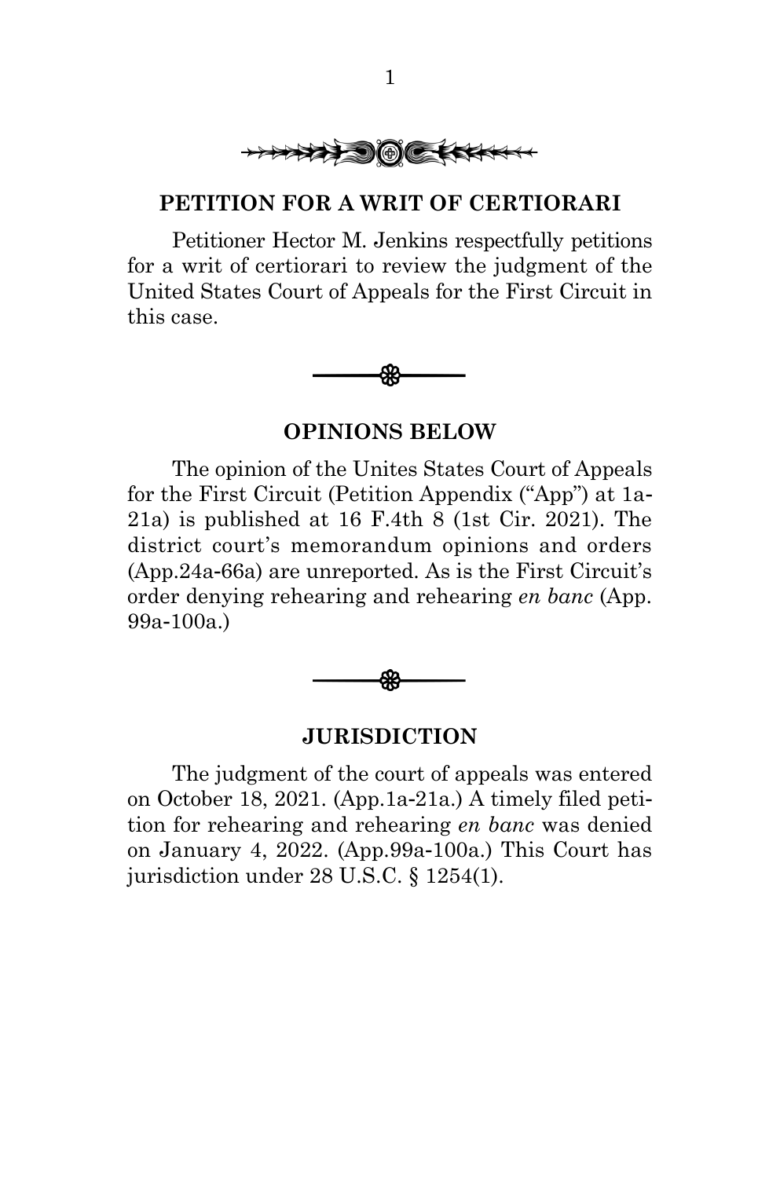## PETITION FOR A WRIT OF CERTIORARI

Petitioner Hector M. Jenkins respectfully petitions for a writ of certiorari to review the judgment of the United States Court of Appeals for the First Circuit in this case.

## OPINIONS BELOW

The opinion of the Unites States Court of Appeals for the First Circuit (Petition Appendix ("App") at 1a-21a) is published at 16 F.4th 8 (1st Cir. 2021). The district court's memorandum opinions and orders (App.24a-66a) are unreported. As is the First Circuit's order denying rehearing and rehearing *en banc* (App. 99a-100a.)

## JURISDICTION

The judgment of the court of appeals was entered on October 18, 2021. (App.1a-21a.) A timely filed petition for rehearing and rehearing *en banc* was denied on January 4, 2022. (App.99a-100a.) This Court has jurisdiction under 28 U.S.C. § 1254(1).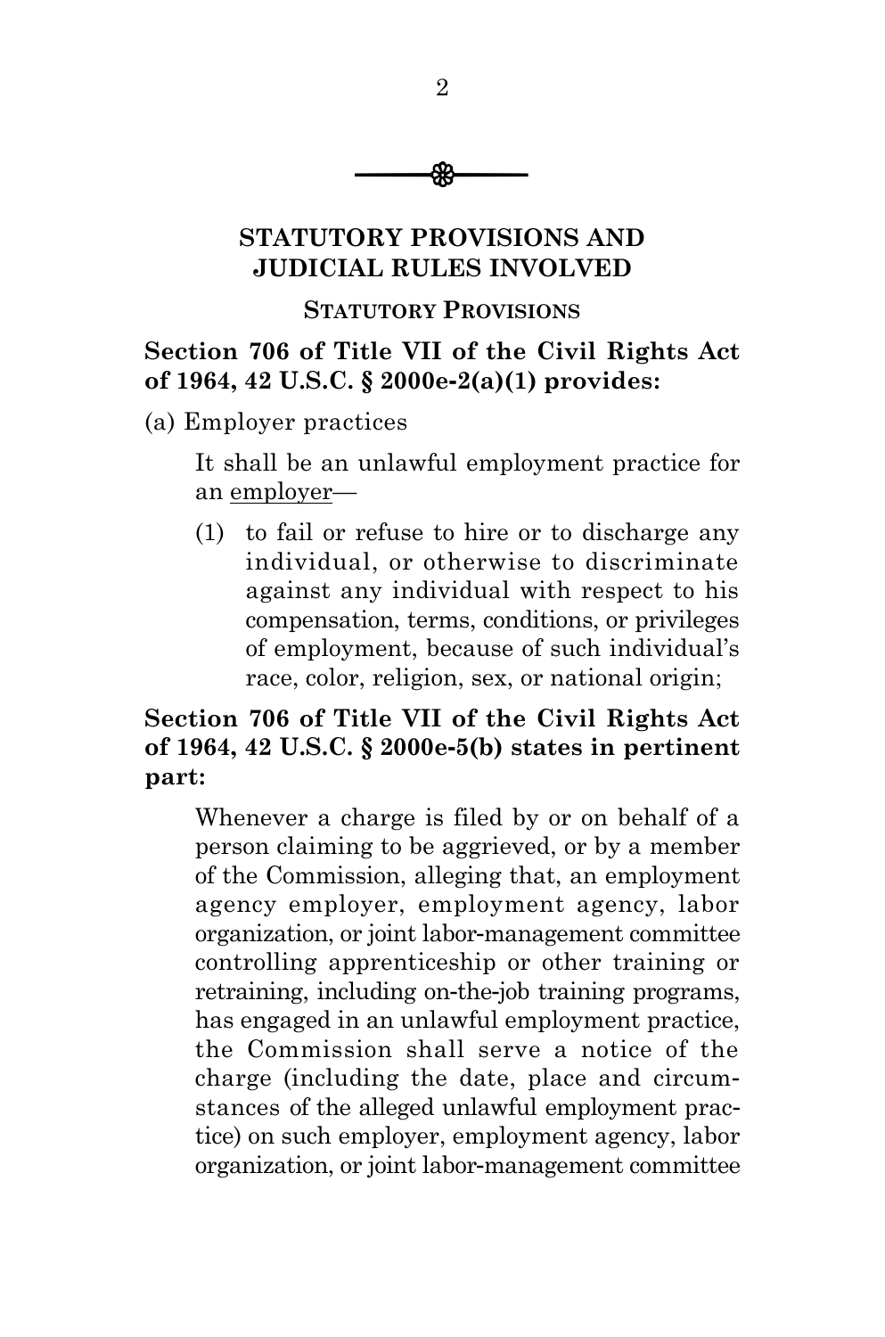## STATUTORY PROVISIONS AND JUDICIAL RULES INVOLVED

### STATUTORY PROVISIONS

**Section 706 of Title VII of the Civil Rights Act of 1964, 42 U.S.C. § 2000e-2(a)(1) provides:**

(a) Employer practices

> It shall be an unlawful employment practice for an employer—
>
> (1) to fail or refuse to hire or to discharge any individual, or otherwise to discriminate against any individual with respect to his compensation, terms, conditions, or privileges of employment, because of such individual's race, color, religion, sex, or national origin;

**Section 706 of Title VII of the Civil Rights Act of 1964, 42 U.S.C. § 2000e-5(b) states in pertinent part:**

> Whenever a charge is filed by or on behalf of a person claiming to be aggrieved, or by a member of the Commission, alleging that, an employment agency employer, employment agency, labor organization, or joint labor-management committee controlling apprenticeship or other training or retraining, including on-the-job training programs, has engaged in an unlawful employment practice, the Commission shall serve a notice of the charge (including the date, place and circumstances of the alleged unlawful employment practice) on such employer, employment agency, labor organization, or joint labor-management committee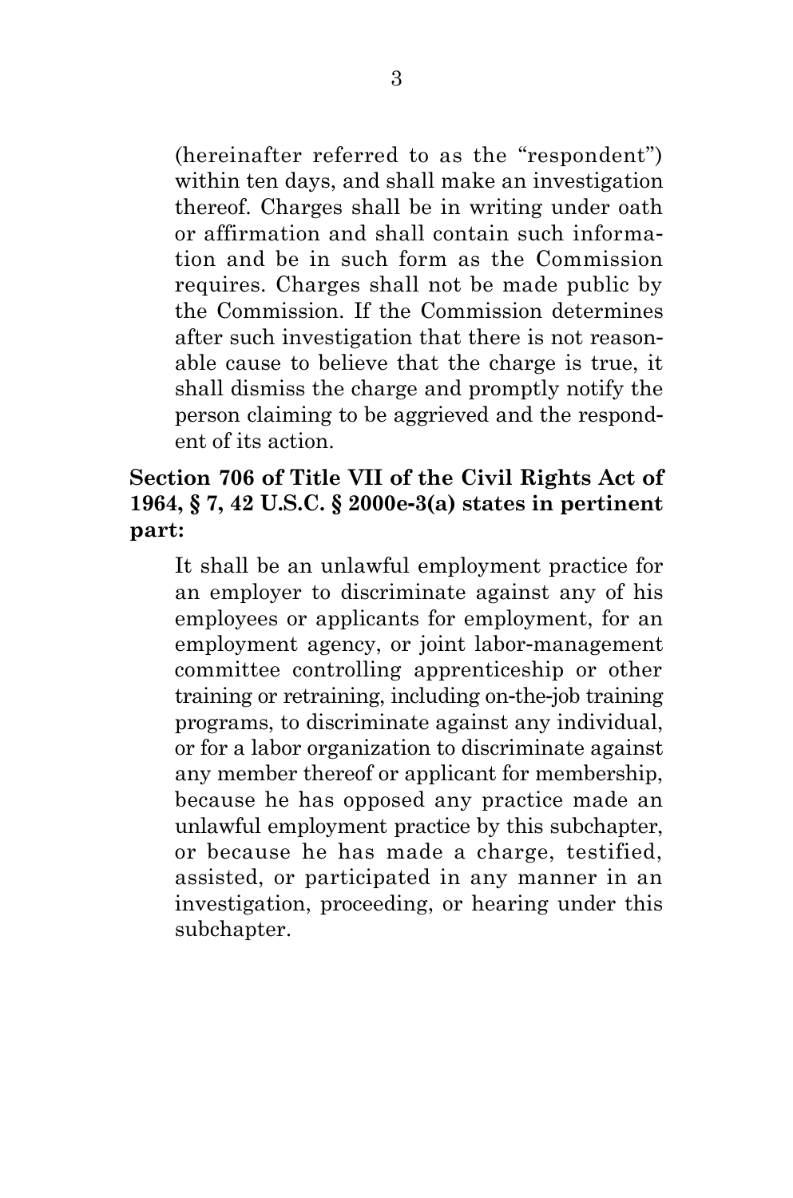(hereinafter referred to as the "respondent") within ten days, and shall make an investigation thereof. Charges shall be in writing under oath or affirmation and shall contain such information and be in such form as the Commission requires. Charges shall not be made public by the Commission. If the Commission determines after such investigation that there is not reasonable cause to believe that the charge is true, it shall dismiss the charge and promptly notify the person claiming to be aggrieved and the respondent of its action.

**Section 706 of Title VII of the Civil Rights Act of 1964, § 7, 42 U.S.C. § 2000e-3(a) states in pertinent part:**

> It shall be an unlawful employment practice for an employer to discriminate against any of his employees or applicants for employment, for an employment agency, or joint labor-management committee controlling apprenticeship or other training or retraining, including on-the-job training programs, to discriminate against any individual, or for a labor organization to discriminate against any member thereof or applicant for membership, because he has opposed any practice made an unlawful employment practice by this subchapter, or because he has made a charge, testified, assisted, or participated in any manner in an investigation, proceeding, or hearing under this subchapter.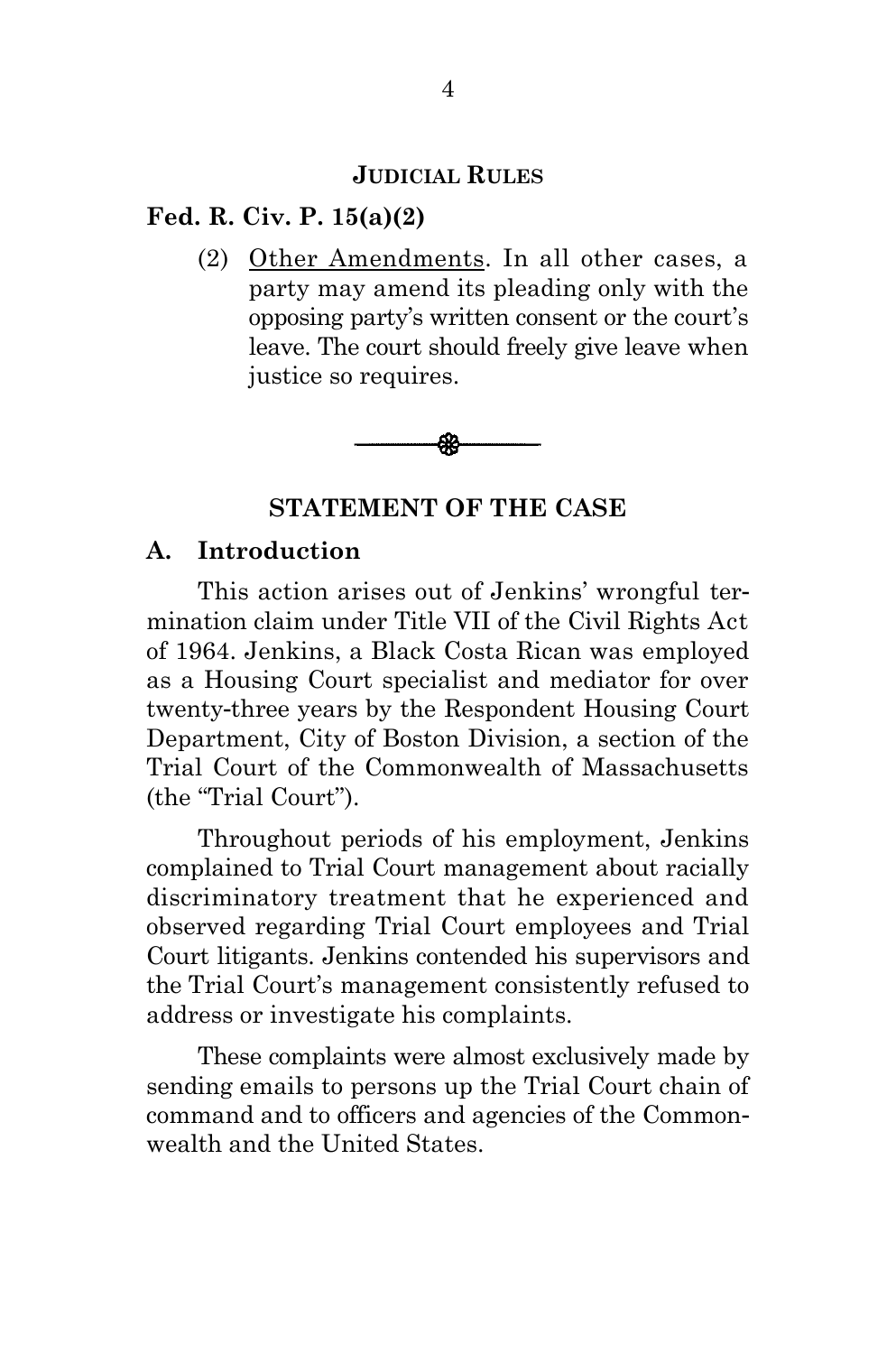## JUDICIAL RULES

**Fed. R. Civ. P. 15(a)(2)**

> (2) Other Amendments. In all other cases, a party may amend its pleading only with the opposing party's written consent or the court's leave. The court should freely give leave when justice so requires.

## STATEMENT OF THE CASE

### A. Introduction

This action arises out of Jenkins' wrongful termination claim under Title VII of the Civil Rights Act of 1964. Jenkins, a Black Costa Rican was employed as a Housing Court specialist and mediator for over twenty-three years by the Respondent Housing Court Department, City of Boston Division, a section of the Trial Court of the Commonwealth of Massachusetts (the "Trial Court").

Throughout periods of his employment, Jenkins complained to Trial Court management about racially discriminatory treatment that he experienced and observed regarding Trial Court employees and Trial Court litigants. Jenkins contended his supervisors and the Trial Court's management consistently refused to address or investigate his complaints.

These complaints were almost exclusively made by sending emails to persons up the Trial Court chain of command and to officers and agencies of the Commonwealth and the United States.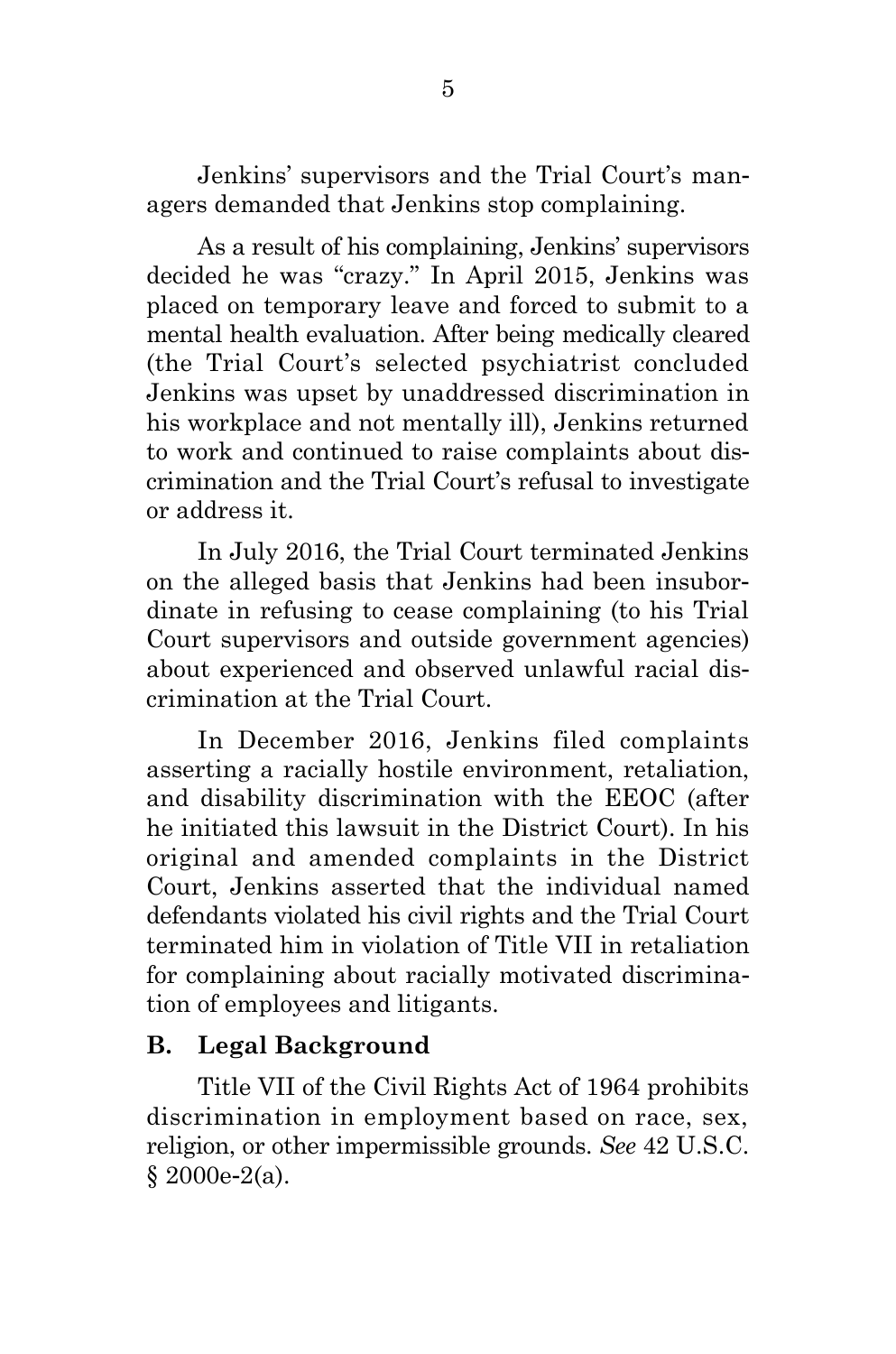Jenkins' supervisors and the Trial Court's managers demanded that Jenkins stop complaining.

As a result of his complaining, Jenkins' supervisors decided he was "crazy." In April 2015, Jenkins was placed on temporary leave and forced to submit to a mental health evaluation. After being medically cleared (the Trial Court's selected psychiatrist concluded Jenkins was upset by unaddressed discrimination in his workplace and not mentally ill), Jenkins returned to work and continued to raise complaints about discrimination and the Trial Court's refusal to investigate or address it.

In July 2016, the Trial Court terminated Jenkins on the alleged basis that Jenkins had been insubordinate in refusing to cease complaining (to his Trial Court supervisors and outside government agencies) about experienced and observed unlawful racial discrimination at the Trial Court.

In December 2016, Jenkins filed complaints asserting a racially hostile environment, retaliation, and disability discrimination with the EEOC (after he initiated this lawsuit in the District Court). In his original and amended complaints in the District Court, Jenkins asserted that the individual named defendants violated his civil rights and the Trial Court terminated him in violation of Title VII in retaliation for complaining about racially motivated discrimination of employees and litigants.

### B. Legal Background

Title VII of the Civil Rights Act of 1964 prohibits discrimination in employment based on race, sex, religion, or other impermissible grounds. *See* 42 U.S.C. § 2000e-2(a).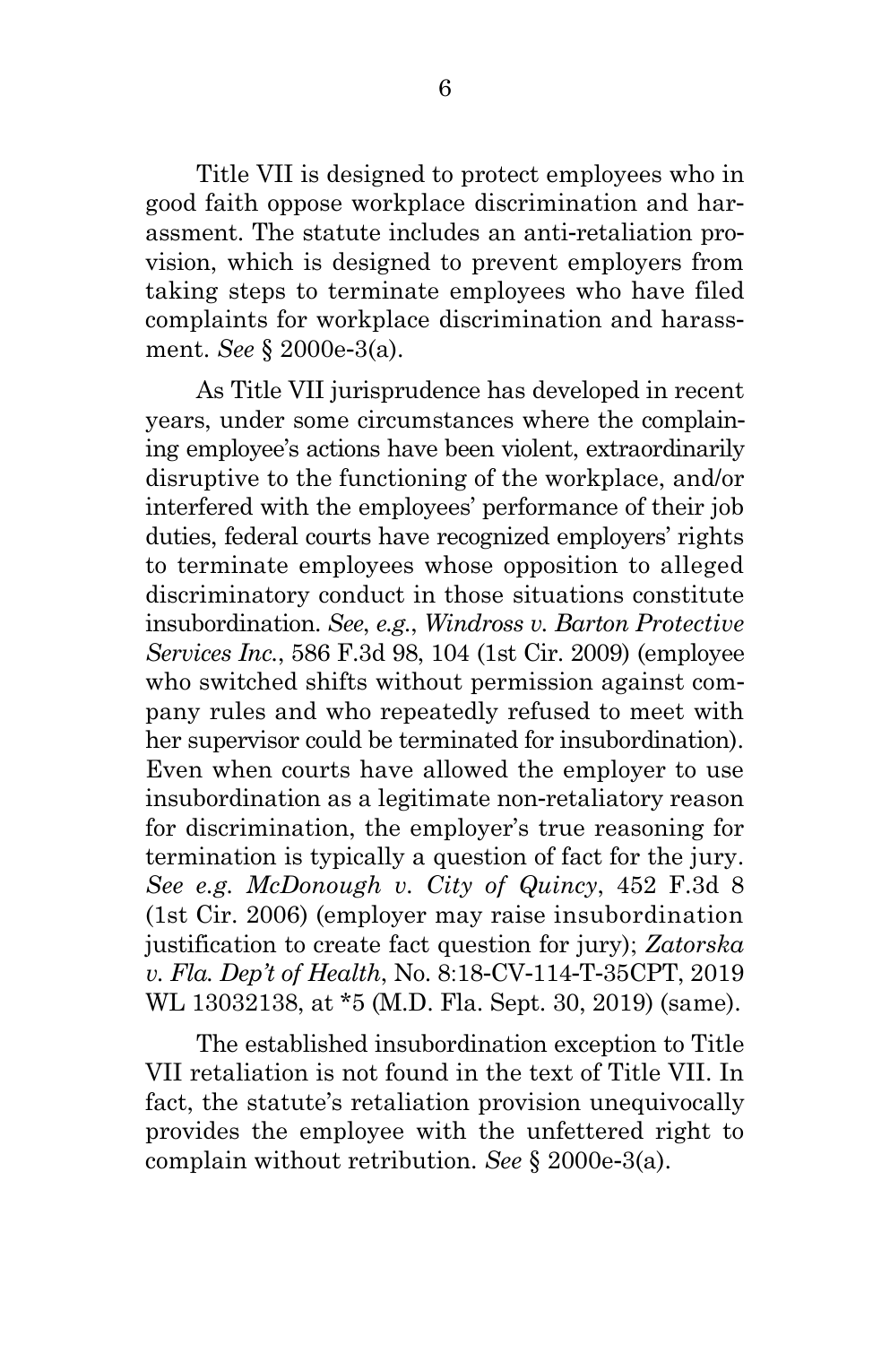Title VII is designed to protect employees who in good faith oppose workplace discrimination and harassment. The statute includes an anti-retaliation provision, which is designed to prevent employers from taking steps to terminate employees who have filed complaints for workplace discrimination and harassment. *See* § 2000e-3(a).

As Title VII jurisprudence has developed in recent years, under some circumstances where the complaining employee's actions have been violent, extraordinarily disruptive to the functioning of the workplace, and/or interfered with the employees' performance of their job duties, federal courts have recognized employers' rights to terminate employees whose opposition to alleged discriminatory conduct in those situations constitute insubordination. *See*, *e.g.*, *Windross v. Barton Protective Services Inc.*, 586 F.3d 98, 104 (1st Cir. 2009) (employee who switched shifts without permission against company rules and who repeatedly refused to meet with her supervisor could be terminated for insubordination). Even when courts have allowed the employer to use insubordination as a legitimate non-retaliatory reason for discrimination, the employer's true reasoning for termination is typically a question of fact for the jury. *See e.g. McDonough v. City of Quincy*, 452 F.3d 8 (1st Cir. 2006) (employer may raise insubordination justification to create fact question for jury); *Zatorska v. Fla. Dep't of Health*, No. 8:18-CV-114-T-35CPT, 2019 WL 13032138, at *5 (M.D. Fla. Sept. 30, 2019) (same).

The established insubordination exception to Title VII retaliation is not found in the text of Title VII. In fact, the statute's retaliation provision unequivocally provides the employee with the unfettered right to complain without retribution. *See* § 2000e-3(a).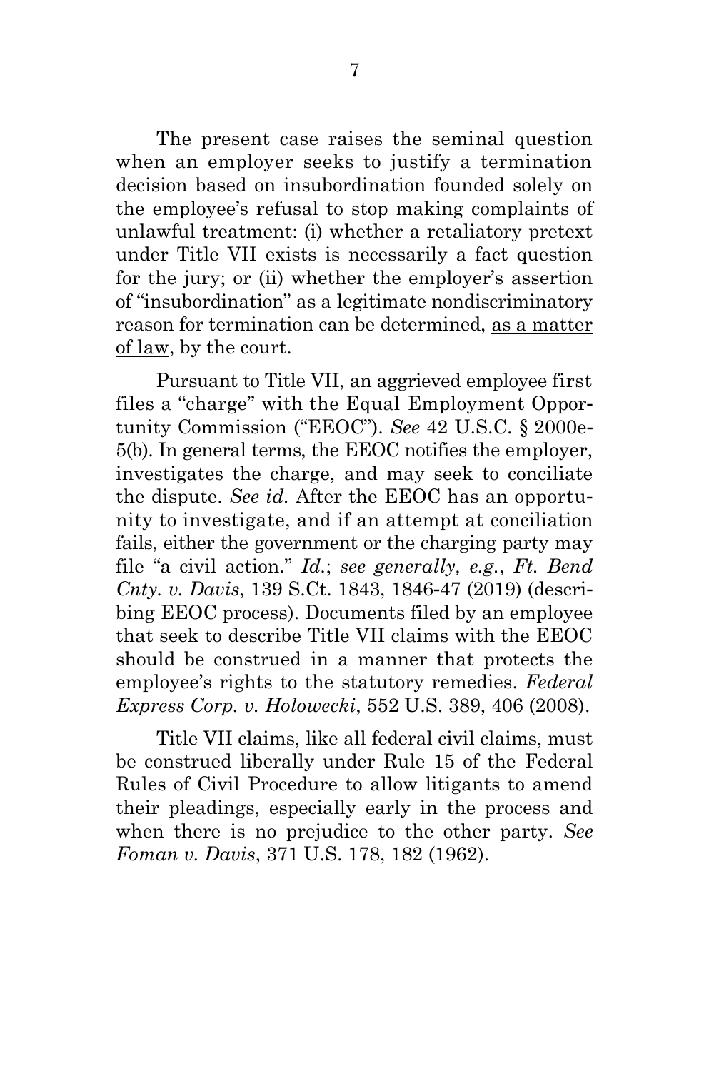The present case raises the seminal question when an employer seeks to justify a termination decision based on insubordination founded solely on the employee's refusal to stop making complaints of unlawful treatment: (i) whether a retaliatory pretext under Title VII exists is necessarily a fact question for the jury; or (ii) whether the employer's assertion of "insubordination" as a legitimate nondiscriminatory reason for termination can be determined, <u>as a matter of law</u>, by the court.

Pursuant to Title VII, an aggrieved employee first files a "charge" with the Equal Employment Opportunity Commission ("EEOC"). *See* 42 U.S.C. § 2000e-5(b). In general terms, the EEOC notifies the employer, investigates the charge, and may seek to conciliate the dispute. *See id.* After the EEOC has an opportunity to investigate, and if an attempt at conciliation fails, either the government or the charging party may file "a civil action." *Id.*; *see generally, e.g.*, *Ft. Bend Cnty. v. Davis*, 139 S.Ct. 1843, 1846-47 (2019) (describing EEOC process). Documents filed by an employee that seek to describe Title VII claims with the EEOC should be construed in a manner that protects the employee's rights to the statutory remedies. *Federal Express Corp. v. Holowecki*, 552 U.S. 389, 406 (2008).

Title VII claims, like all federal civil claims, must be construed liberally under Rule 15 of the Federal Rules of Civil Procedure to allow litigants to amend their pleadings, especially early in the process and when there is no prejudice to the other party. *See Foman v. Davis*, 371 U.S. 178, 182 (1962).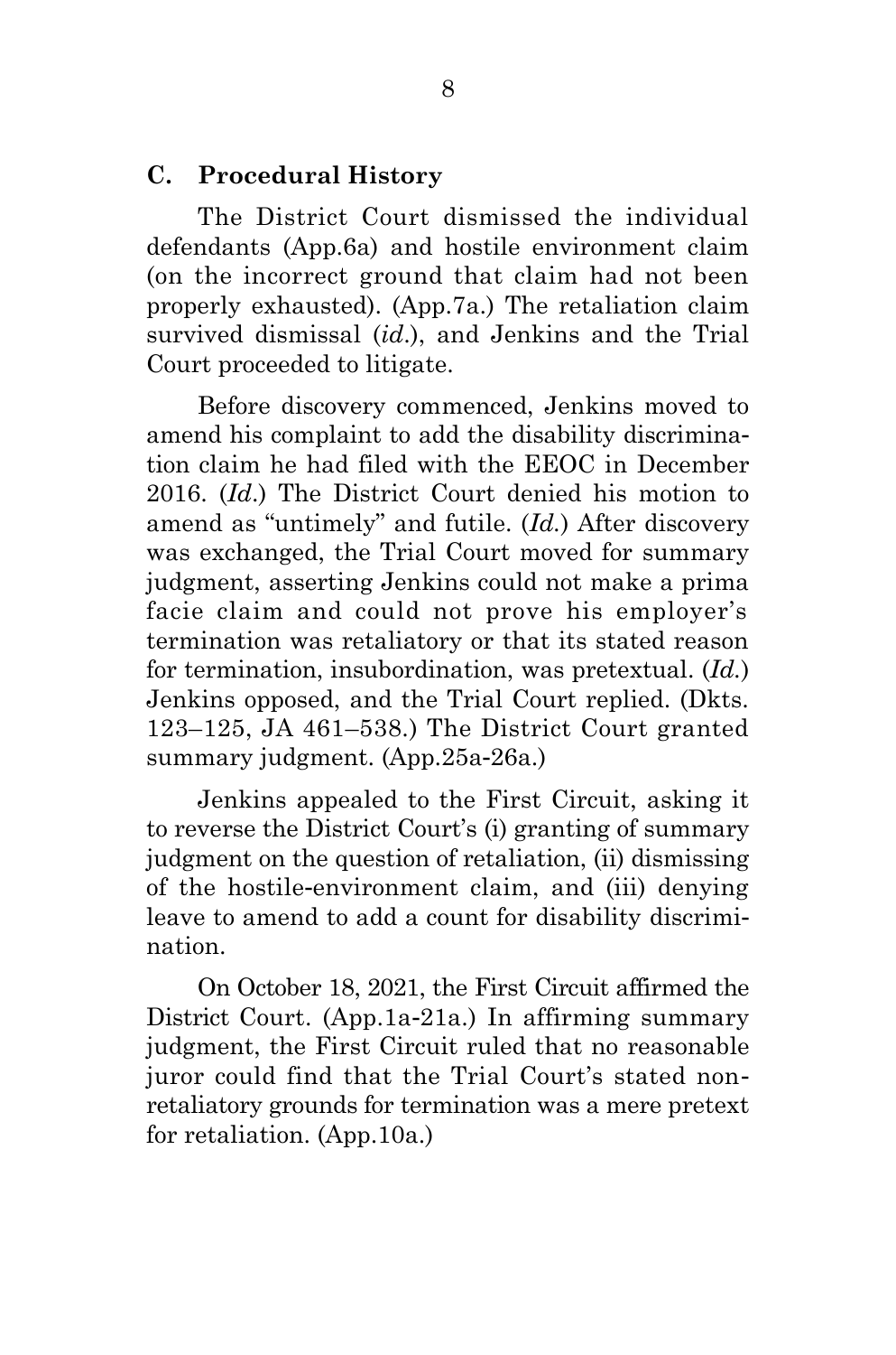### C. Procedural History

The District Court dismissed the individual defendants (App.6a) and hostile environment claim (on the incorrect ground that claim had not been properly exhausted). (App.7a.) The retaliation claim survived dismissal (*id*.), and Jenkins and the Trial Court proceeded to litigate.

Before discovery commenced, Jenkins moved to amend his complaint to add the disability discrimination claim he had filed with the EEOC in December 2016. (*Id.*) The District Court denied his motion to amend as "untimely" and futile. (*Id.*) After discovery was exchanged, the Trial Court moved for summary judgment, asserting Jenkins could not make a prima facie claim and could not prove his employer's termination was retaliatory or that its stated reason for termination, insubordination, was pretextual. (*Id.*) Jenkins opposed, and the Trial Court replied. (Dkts. 123–125, JA 461–538.) The District Court granted summary judgment. (App.25a-26a.)

Jenkins appealed to the First Circuit, asking it to reverse the District Court's (i) granting of summary judgment on the question of retaliation, (ii) dismissing of the hostile-environment claim, and (iii) denying leave to amend to add a count for disability discrimination.

On October 18, 2021, the First Circuit affirmed the District Court. (App.1a-21a.) In affirming summary judgment, the First Circuit ruled that no reasonable juror could find that the Trial Court's stated non-retaliatory grounds for termination was a mere pretext for retaliation. (App.10a.)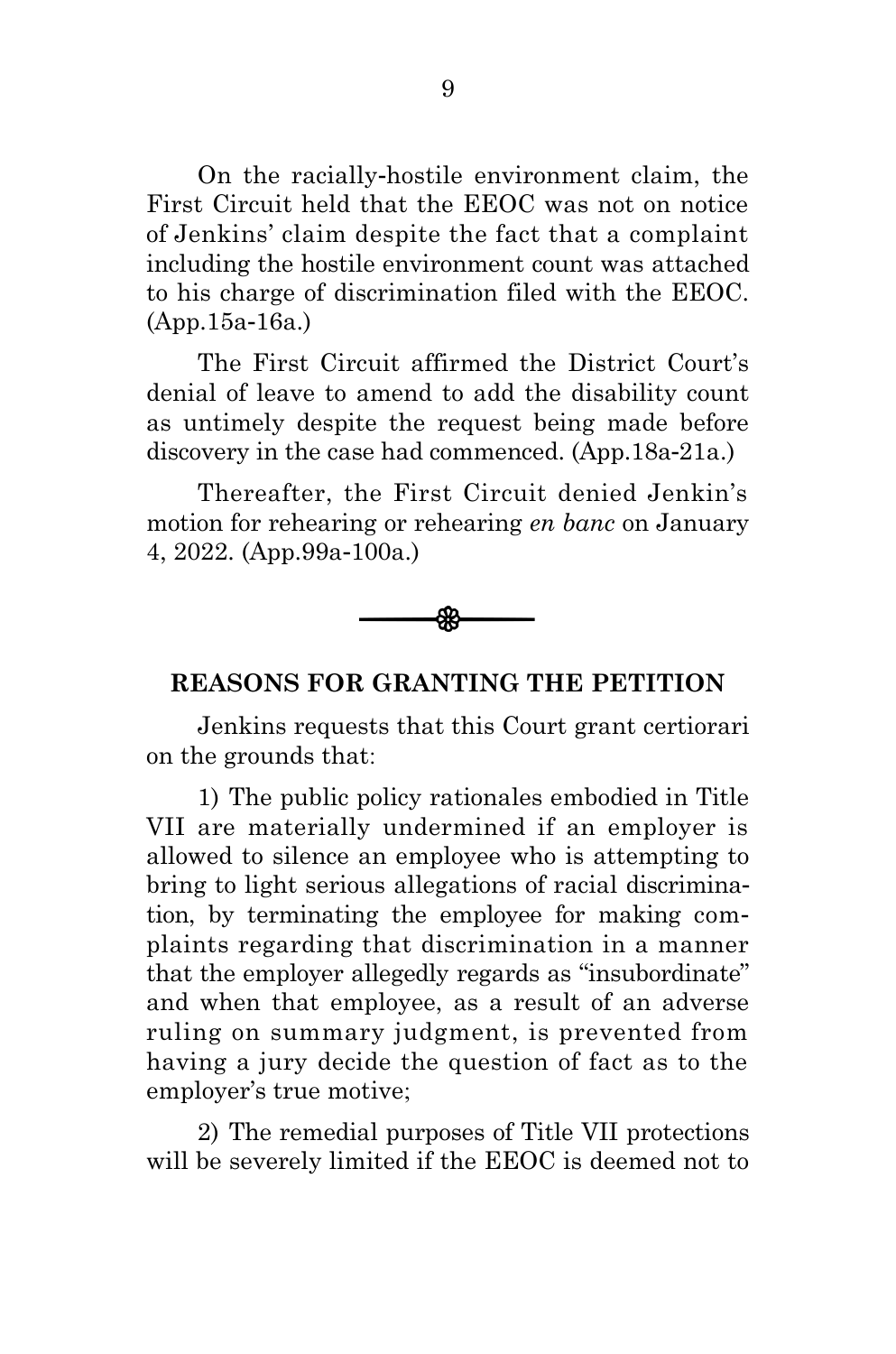On the racially-hostile environment claim, the First Circuit held that the EEOC was not on notice of Jenkins' claim despite the fact that a complaint including the hostile environment count was attached to his charge of discrimination filed with the EEOC. (App.15a-16a.)

The First Circuit affirmed the District Court's denial of leave to amend to add the disability count as untimely despite the request being made before discovery in the case had commenced. (App.18a-21a.)

Thereafter, the First Circuit denied Jenkin's motion for rehearing or rehearing *en banc* on January 4, 2022. (App.99a-100a.)

## REASONS FOR GRANTING THE PETITION

Jenkins requests that this Court grant certiorari on the grounds that:

1) The public policy rationales embodied in Title VII are materially undermined if an employer is allowed to silence an employee who is attempting to bring to light serious allegations of racial discrimination, by terminating the employee for making complaints regarding that discrimination in a manner that the employer allegedly regards as "insubordinate" and when that employee, as a result of an adverse ruling on summary judgment, is prevented from having a jury decide the question of fact as to the employer's true motive;

2) The remedial purposes of Title VII protections will be severely limited if the EEOC is deemed not to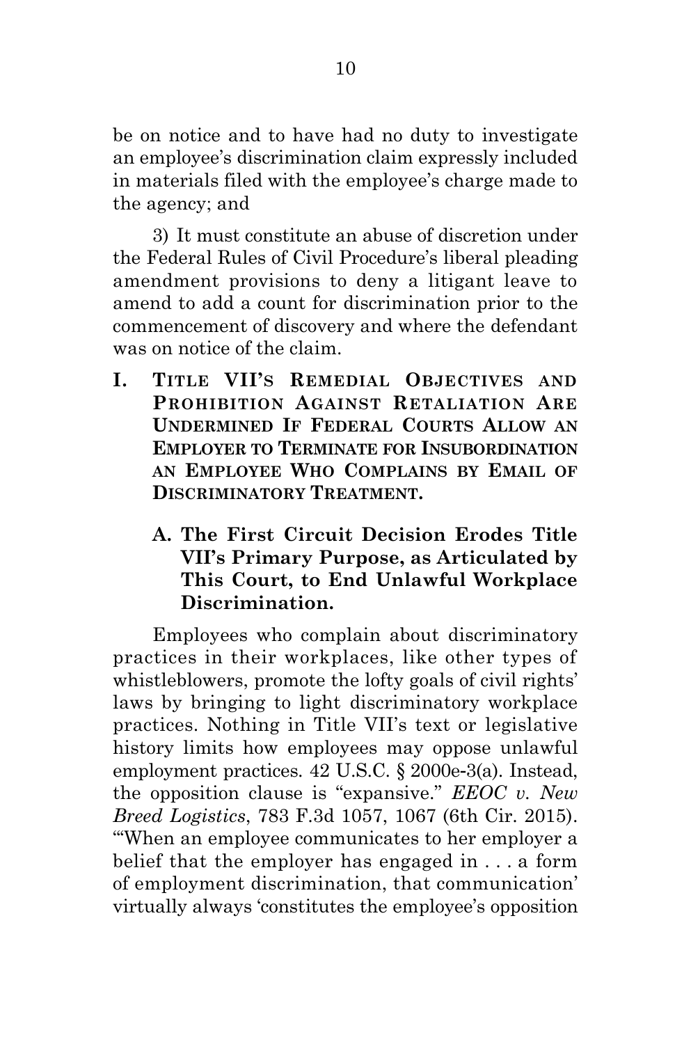be on notice and to have had no duty to investigate an employee's discrimination claim expressly included in materials filed with the employee's charge made to the agency; and

3) It must constitute an abuse of discretion under the Federal Rules of Civil Procedure's liberal pleading amendment provisions to deny a litigant leave to amend to add a count for discrimination prior to the commencement of discovery and where the defendant was on notice of the claim.

# I. TITLE VII'S REMEDIAL OBJECTIVES AND PROHIBITION AGAINST RETALIATION ARE UNDERMINED IF FEDERAL COURTS ALLOW AN EMPLOYER TO TERMINATE FOR INSUBORDINATION AN EMPLOYEE WHO COMPLAINS BY EMAIL OF DISCRIMINATORY TREATMENT.

## A. The First Circuit Decision Erodes Title VII's Primary Purpose, as Articulated by This Court, to End Unlawful Workplace Discrimination.

Employees who complain about discriminatory practices in their workplaces, like other types of whistleblowers, promote the lofty goals of civil rights' laws by bringing to light discriminatory workplace practices. Nothing in Title VII's text or legislative history limits how employees may oppose unlawful employment practices. 42 U.S.C. § 2000e-3(a). Instead, the opposition clause is "expansive." *EEOC v. New Breed Logistics*, 783 F.3d 1057, 1067 (6th Cir. 2015). "'When an employee communicates to her employer a belief that the employer has engaged in . . . a form of employment discrimination, that communication' virtually always 'constitutes the employee's opposition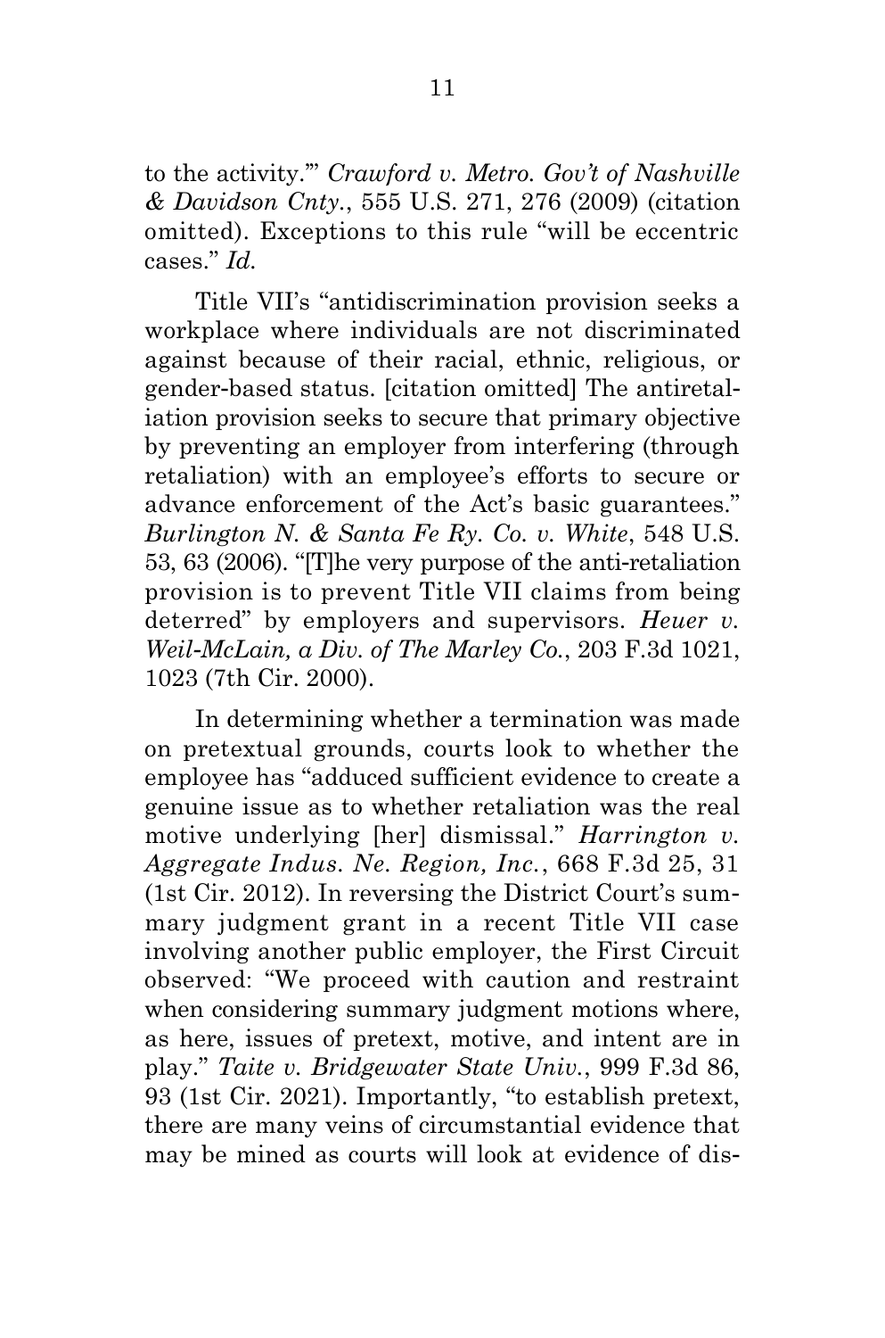to the activity.'" *Crawford v. Metro. Gov't of Nashville & Davidson Cnty.*, 555 U.S. 271, 276 (2009) (citation omitted). Exceptions to this rule "will be eccentric cases." *Id.*

Title VII's "antidiscrimination provision seeks a workplace where individuals are not discriminated against because of their racial, ethnic, religious, or gender-based status. [citation omitted] The antiretaliation provision seeks to secure that primary objective by preventing an employer from interfering (through retaliation) with an employee's efforts to secure or advance enforcement of the Act's basic guarantees." *Burlington N. & Santa Fe Ry. Co. v. White*, 548 U.S. 53, 63 (2006). "[T]he very purpose of the anti-retaliation provision is to prevent Title VII claims from being deterred" by employers and supervisors. *Heuer v. Weil-McLain, a Div. of The Marley Co.*, 203 F.3d 1021, 1023 (7th Cir. 2000).

In determining whether a termination was made on pretextual grounds, courts look to whether the employee has "adduced sufficient evidence to create a genuine issue as to whether retaliation was the real motive underlying [her] dismissal." *Harrington v. Aggregate Indus. Ne. Region, Inc.*, 668 F.3d 25, 31 (1st Cir. 2012). In reversing the District Court's summary judgment grant in a recent Title VII case involving another public employer, the First Circuit observed: "We proceed with caution and restraint when considering summary judgment motions where, as here, issues of pretext, motive, and intent are in play." *Taite v. Bridgewater State Univ.*, 999 F.3d 86, 93 (1st Cir. 2021). Importantly, "to establish pretext, there are many veins of circumstantial evidence that may be mined as courts will look at evidence of dis-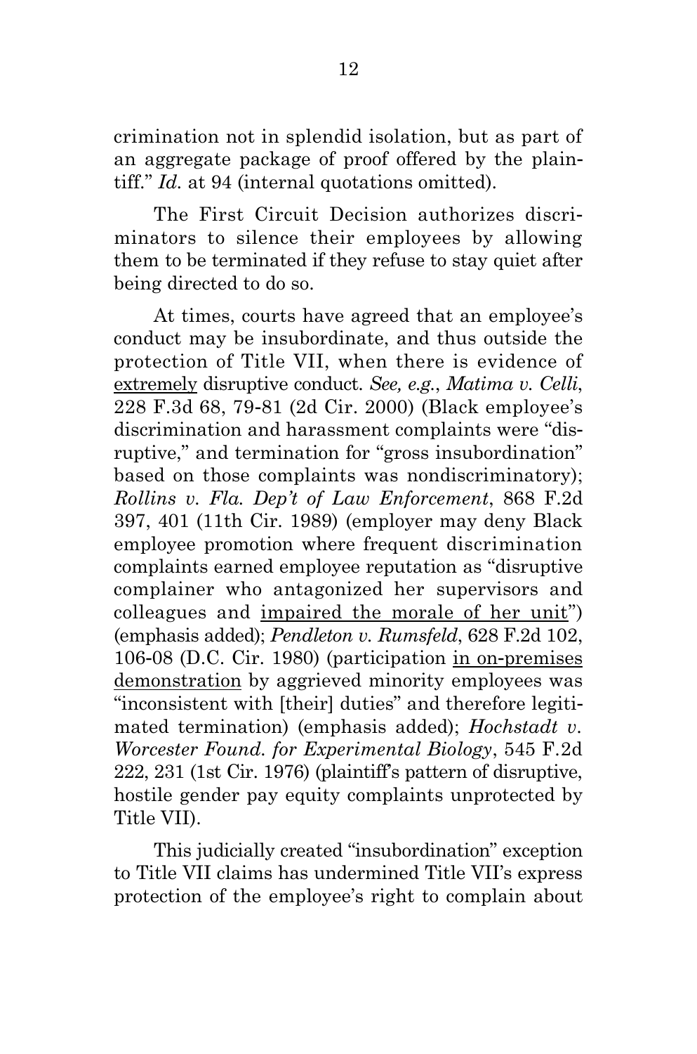crimination not in splendid isolation, but as part of an aggregate package of proof offered by the plaintiff." *Id.* at 94 (internal quotations omitted).

The First Circuit Decision authorizes discriminators to silence their employees by allowing them to be terminated if they refuse to stay quiet after being directed to do so.

At times, courts have agreed that an employee's conduct may be insubordinate, and thus outside the protection of Title VII, when there is evidence of <u>extremely</u> disruptive conduct. *See, e.g.*, *Matima v. Celli*, 228 F.3d 68, 79-81 (2d Cir. 2000) (Black employee's discrimination and harassment complaints were "disruptive," and termination for "gross insubordination" based on those complaints was nondiscriminatory); *Rollins v. Fla. Dep't of Law Enforcement*, 868 F.2d 397, 401 (11th Cir. 1989) (employer may deny Black employee promotion where frequent discrimination complaints earned employee reputation as "disruptive complainer who antagonized her supervisors and colleagues and <u>impaired the morale of her unit</u>") (emphasis added); *Pendleton v. Rumsfeld*, 628 F.2d 102, 106-08 (D.C. Cir. 1980) (participation <u>in on-premises demonstration</u> by aggrieved minority employees was "inconsistent with [their] duties" and therefore legitimated termination) (emphasis added); *Hochstadt v. Worcester Found. for Experimental Biology*, 545 F.2d 222, 231 (1st Cir. 1976) (plaintiff's pattern of disruptive, hostile gender pay equity complaints unprotected by Title VII).

This judicially created "insubordination" exception to Title VII claims has undermined Title VII's express protection of the employee's right to complain about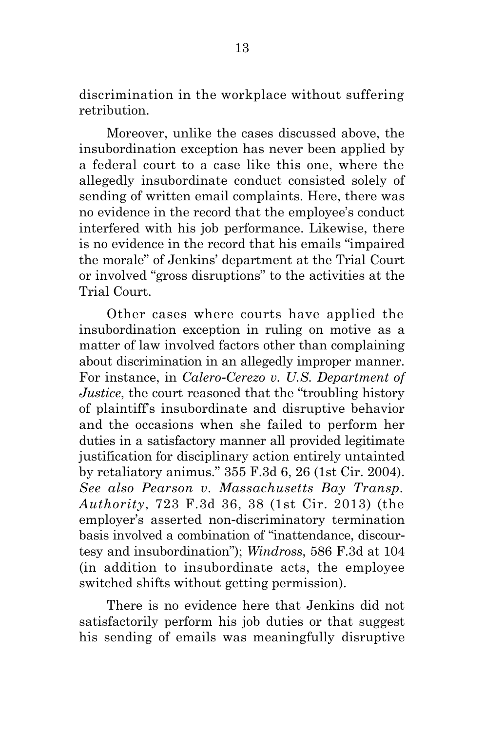discrimination in the workplace without suffering retribution.

Moreover, unlike the cases discussed above, the insubordination exception has never been applied by a federal court to a case like this one, where the allegedly insubordinate conduct consisted solely of sending of written email complaints. Here, there was no evidence in the record that the employee's conduct interfered with his job performance. Likewise, there is no evidence in the record that his emails "impaired the morale" of Jenkins' department at the Trial Court or involved "gross disruptions" to the activities at the Trial Court.

Other cases where courts have applied the insubordination exception in ruling on motive as a matter of law involved factors other than complaining about discrimination in an allegedly improper manner. For instance, in *Calero-Cerezo v. U.S. Department of Justice*, the court reasoned that the "troubling history of plaintiff's insubordinate and disruptive behavior and the occasions when she failed to perform her duties in a satisfactory manner all provided legitimate justification for disciplinary action entirely untainted by retaliatory animus." 355 F.3d 6, 26 (1st Cir. 2004). *See also Pearson v. Massachusetts Bay Transp. Authority*, 723 F.3d 36, 38 (1st Cir. 2013) (the employer's asserted non-discriminatory termination basis involved a combination of "inattendance, discourtesy and insubordination"); *Windross*, 586 F.3d at 104 (in addition to insubordinate acts, the employee switched shifts without getting permission).

There is no evidence here that Jenkins did not satisfactorily perform his job duties or that suggest his sending of emails was meaningfully disruptive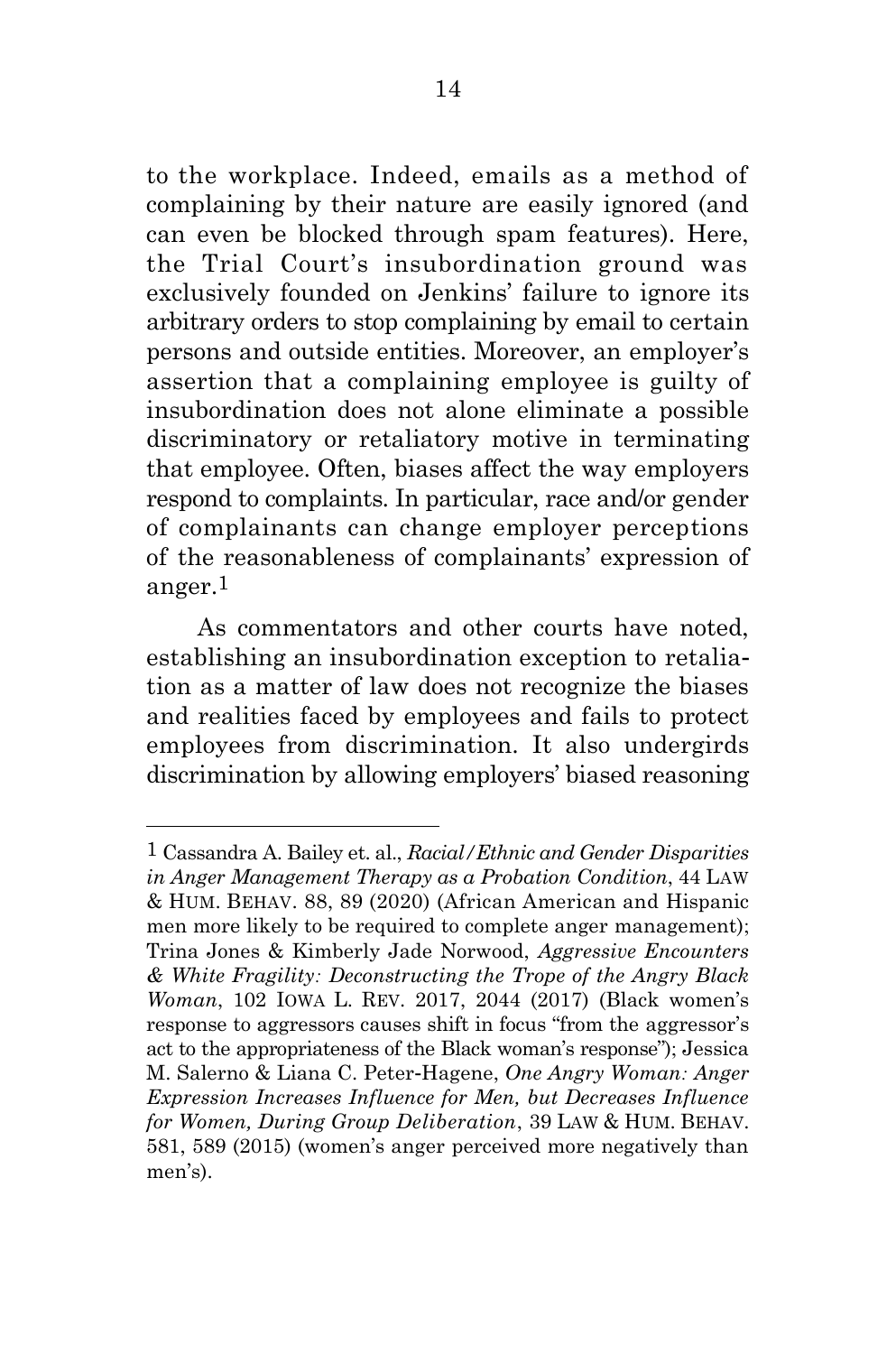to the workplace. Indeed, emails as a method of complaining by their nature are easily ignored (and can even be blocked through spam features). Here, the Trial Court's insubordination ground was exclusively founded on Jenkins' failure to ignore its arbitrary orders to stop complaining by email to certain persons and outside entities. Moreover, an employer's assertion that a complaining employee is guilty of insubordination does not alone eliminate a possible discriminatory or retaliatory motive in terminating that employee. Often, biases affect the way employers respond to complaints. In particular, race and/or gender of complainants can change employer perceptions of the reasonableness of complainants' expression of anger.[1]

As commentators and other courts have noted, establishing an insubordination exception to retaliation as a matter of law does not recognize the biases and realities faced by employees and fails to protect employees from discrimination. It also undergirds discrimination by allowing employers' biased reasoning

---

[1] Cassandra A. Bailey et. al., *Racial/Ethnic and Gender Disparities in Anger Management Therapy as a Probation Condition*, 44 LAW & HUM. BEHAV. 88, 89 (2020) (African American and Hispanic men more likely to be required to complete anger management); Trina Jones & Kimberly Jade Norwood, *Aggressive Encounters & White Fragility: Deconstructing the Trope of the Angry Black Woman*, 102 IOWA L. REV. 2017, 2044 (2017) (Black women's response to aggressors causes shift in focus "from the aggressor's act to the appropriateness of the Black woman's response"); Jessica M. Salerno & Liana C. Peter-Hagene, *One Angry Woman: Anger Expression Increases Influence for Men, but Decreases Influence for Women, During Group Deliberation*, 39 LAW & HUM. BEHAV. 581, 589 (2015) (women's anger perceived more negatively than men's).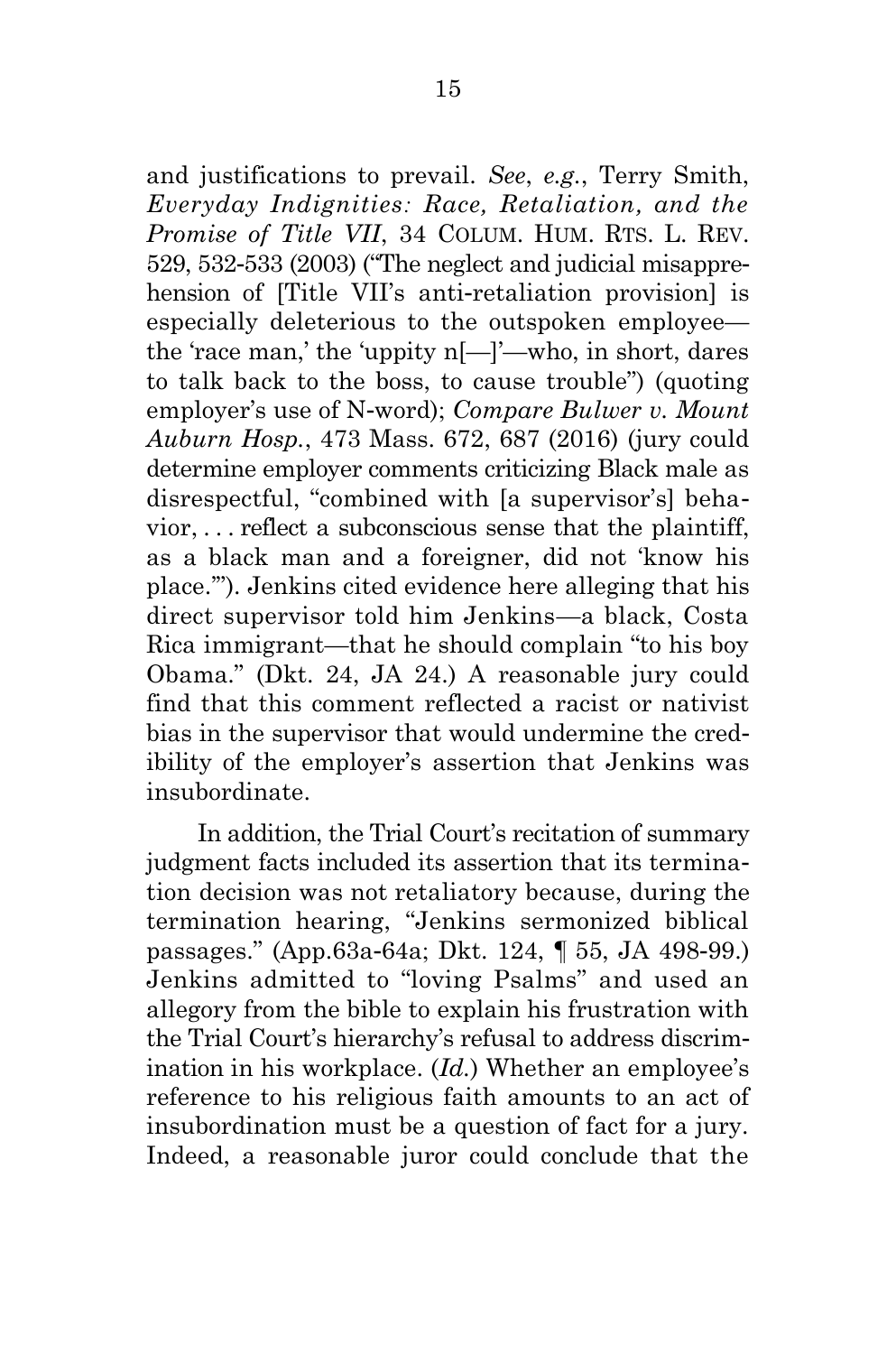and justifications to prevail. *See*, *e.g.*, Terry Smith, *Everyday Indignities: Race, Retaliation, and the Promise of Title VII*, 34 COLUM. HUM. RTS. L. REV. 529, 532-533 (2003) ("The neglect and judicial misapprehension of [Title VII's anti-retaliation provision] is especially deleterious to the outspoken employee—the 'race man,' the 'uppity n[—]'—who, in short, dares to talk back to the boss, to cause trouble") (quoting employer's use of N-word); *Compare Bulwer v. Mount Auburn Hosp.*, 473 Mass. 672, 687 (2016) (jury could determine employer comments criticizing Black male as disrespectful, "combined with [a supervisor's] behavior, . . . reflect a subconscious sense that the plaintiff, as a black man and a foreigner, did not 'know his place.'"). Jenkins cited evidence here alleging that his direct supervisor told him Jenkins—a black, Costa Rica immigrant—that he should complain "to his boy Obama." (Dkt. 24, JA 24.) A reasonable jury could find that this comment reflected a racist or nativist bias in the supervisor that would undermine the credibility of the employer's assertion that Jenkins was insubordinate.

In addition, the Trial Court's recitation of summary judgment facts included its assertion that its termination decision was not retaliatory because, during the termination hearing, "Jenkins sermonized biblical passages." (App.63a-64a; Dkt. 124, ¶ 55, JA 498-99.) Jenkins admitted to "loving Psalms" and used an allegory from the bible to explain his frustration with the Trial Court's hierarchy's refusal to address discrimination in his workplace. (*Id.*) Whether an employee's reference to his religious faith amounts to an act of insubordination must be a question of fact for a jury. Indeed, a reasonable juror could conclude that the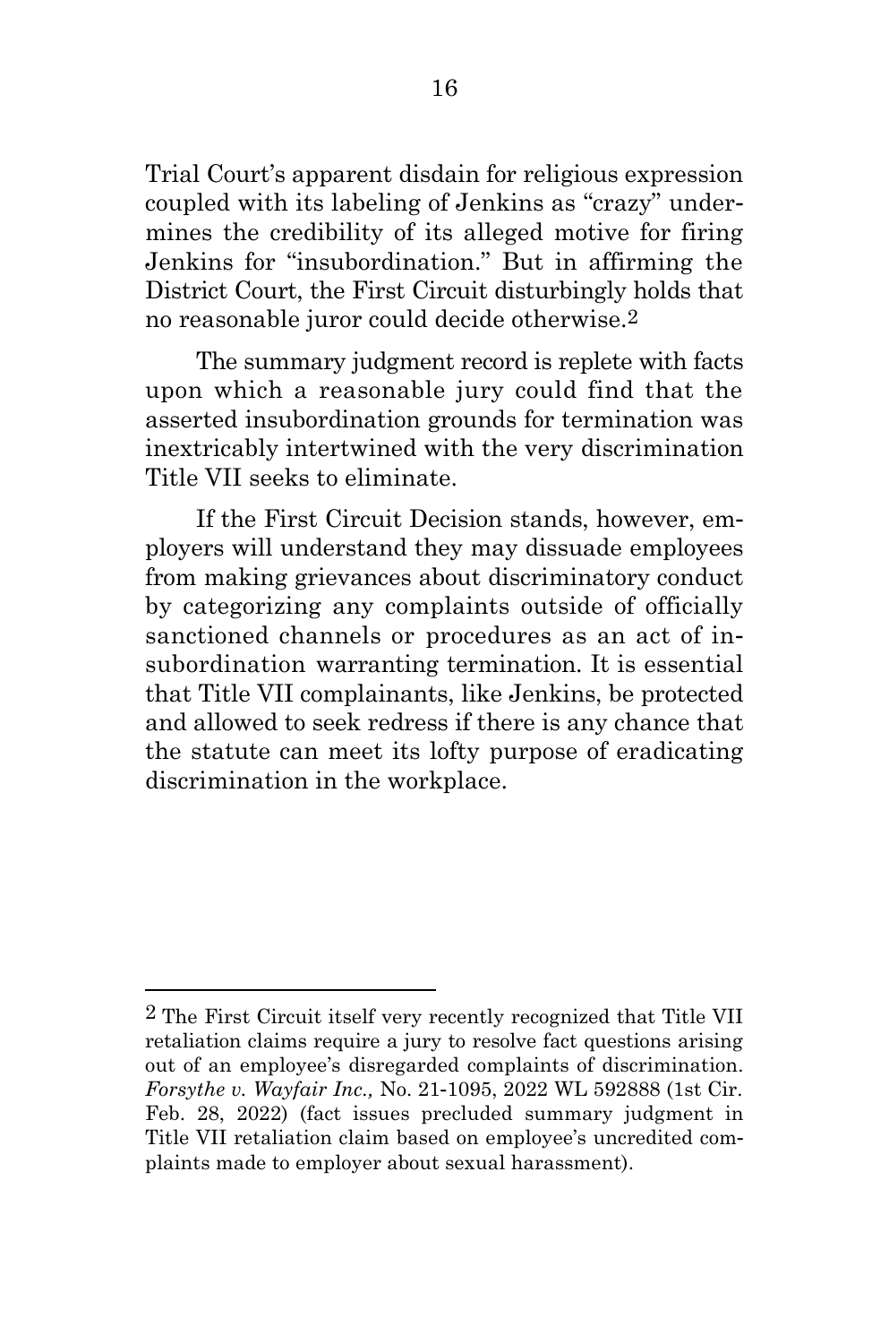Trial Court's apparent disdain for religious expression coupled with its labeling of Jenkins as "crazy" undermines the credibility of its alleged motive for firing Jenkins for "insubordination." But in affirming the District Court, the First Circuit disturbingly holds that no reasonable juror could decide otherwise.[2]

The summary judgment record is replete with facts upon which a reasonable jury could find that the asserted insubordination grounds for termination was inextricably intertwined with the very discrimination Title VII seeks to eliminate.

If the First Circuit Decision stands, however, employers will understand they may dissuade employees from making grievances about discriminatory conduct by categorizing any complaints outside of officially sanctioned channels or procedures as an act of insubordination warranting termination. It is essential that Title VII complainants, like Jenkins, be protected and allowed to seek redress if there is any chance that the statute can meet its lofty purpose of eradicating discrimination in the workplace.

---

[2] The First Circuit itself very recently recognized that Title VII retaliation claims require a jury to resolve fact questions arising out of an employee's disregarded complaints of discrimination. *Forsythe v. Wayfair Inc.,* No. 21-1095, 2022 WL 592888 (1st Cir. Feb. 28, 2022) (fact issues precluded summary judgment in Title VII retaliation claim based on employee's uncredited complaints made to employer about sexual harassment).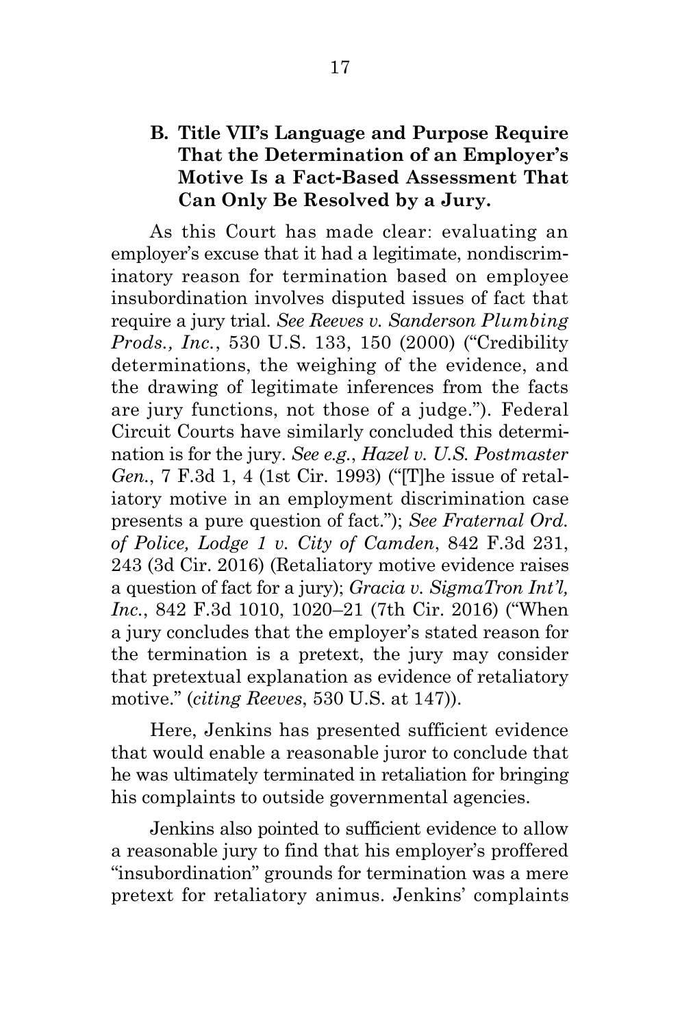### B. Title VII's Language and Purpose Require That the Determination of an Employer's Motive Is a Fact-Based Assessment That Can Only Be Resolved by a Jury.

As this Court has made clear: evaluating an employer's excuse that it had a legitimate, nondiscriminatory reason for termination based on employee insubordination involves disputed issues of fact that require a jury trial. *See Reeves v. Sanderson Plumbing Prods., Inc.*, 530 U.S. 133, 150 (2000) ("Credibility determinations, the weighing of the evidence, and the drawing of legitimate inferences from the facts are jury functions, not those of a judge."). Federal Circuit Courts have similarly concluded this determination is for the jury. *See e.g.*, *Hazel v. U.S. Postmaster Gen.*, 7 F.3d 1, 4 (1st Cir. 1993) ("[T]he issue of retaliatory motive in an employment discrimination case presents a pure question of fact."); *See Fraternal Ord. of Police, Lodge 1 v. City of Camden*, 842 F.3d 231, 243 (3d Cir. 2016) (Retaliatory motive evidence raises a question of fact for a jury); *Gracia v. SigmaTron Int'l, Inc.*, 842 F.3d 1010, 1020–21 (7th Cir. 2016) ("When a jury concludes that the employer's stated reason for the termination is a pretext, the jury may consider that pretextual explanation as evidence of retaliatory motive." (*citing Reeves*, 530 U.S. at 147)).

Here, Jenkins has presented sufficient evidence that would enable a reasonable juror to conclude that he was ultimately terminated in retaliation for bringing his complaints to outside governmental agencies.

Jenkins also pointed to sufficient evidence to allow a reasonable jury to find that his employer's proffered "insubordination" grounds for termination was a mere pretext for retaliatory animus. Jenkins' complaints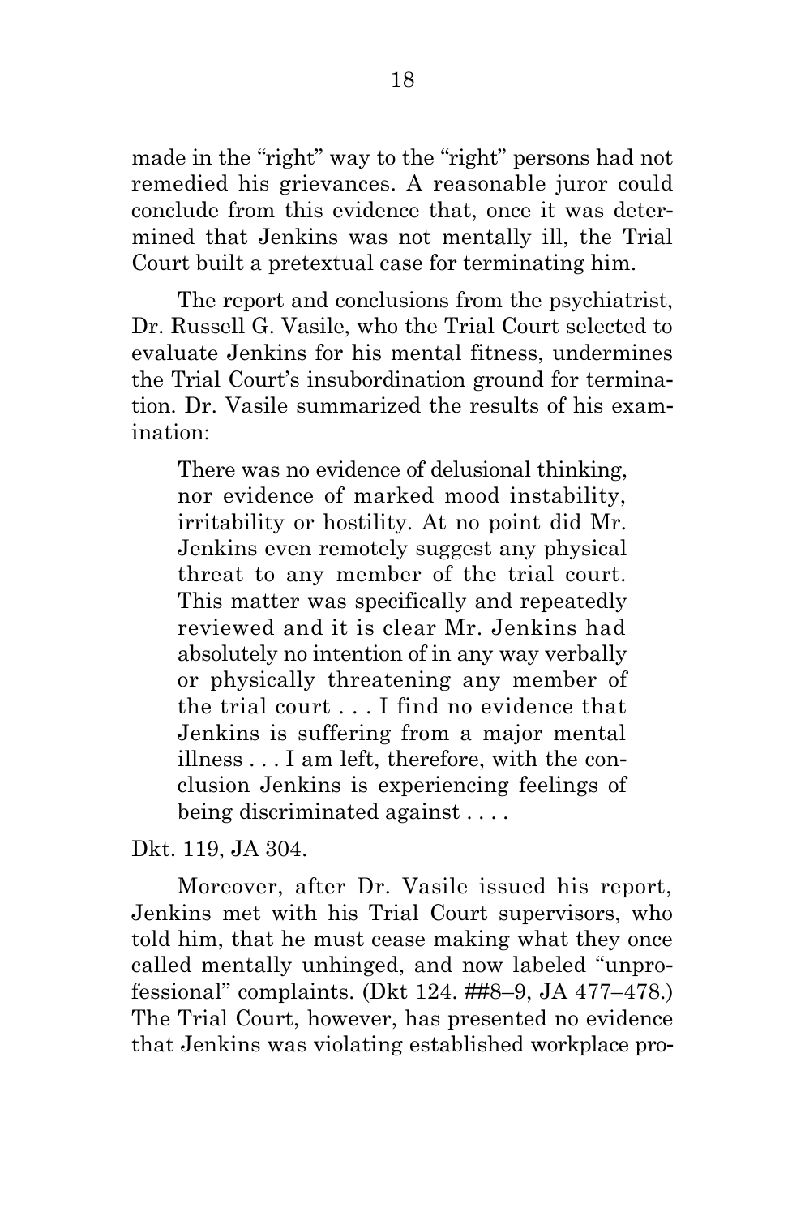made in the "right" way to the "right" persons had not remedied his grievances. A reasonable juror could conclude from this evidence that, once it was determined that Jenkins was not mentally ill, the Trial Court built a pretextual case for terminating him.

The report and conclusions from the psychiatrist, Dr. Russell G. Vasile, who the Trial Court selected to evaluate Jenkins for his mental fitness, undermines the Trial Court's insubordination ground for termination. Dr. Vasile summarized the results of his examination:

> There was no evidence of delusional thinking, nor evidence of marked mood instability, irritability or hostility. At no point did Mr. Jenkins even remotely suggest any physical threat to any member of the trial court. This matter was specifically and repeatedly reviewed and it is clear Mr. Jenkins had absolutely no intention of in any way verbally or physically threatening any member of the trial court . . . I find no evidence that Jenkins is suffering from a major mental illness . . . I am left, therefore, with the conclusion Jenkins is experiencing feelings of being discriminated against . . . .

Dkt. 119, JA 304.

Moreover, after Dr. Vasile issued his report, Jenkins met with his Trial Court supervisors, who told him, that he must cease making what they once called mentally unhinged, and now labeled "unprofessional" complaints. (Dkt 124. ##8–9, JA 477–478.) The Trial Court, however, has presented no evidence that Jenkins was violating established workplace pro-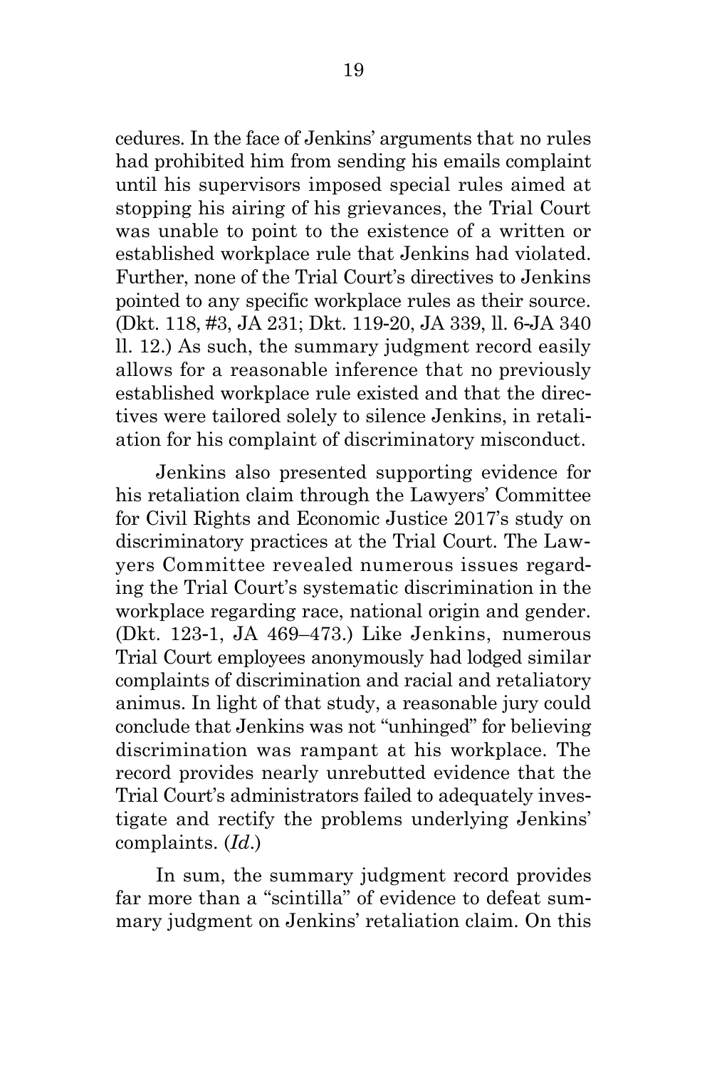cedures. In the face of Jenkins' arguments that no rules had prohibited him from sending his emails complaint until his supervisors imposed special rules aimed at stopping his airing of his grievances, the Trial Court was unable to point to the existence of a written or established workplace rule that Jenkins had violated. Further, none of the Trial Court's directives to Jenkins pointed to any specific workplace rules as their source. (Dkt. 118, #3, JA 231; Dkt. 119-20, JA 339, ll. 6-JA 340 ll. 12.) As such, the summary judgment record easily allows for a reasonable inference that no previously established workplace rule existed and that the directives were tailored solely to silence Jenkins, in retaliation for his complaint of discriminatory misconduct.

Jenkins also presented supporting evidence for his retaliation claim through the Lawyers' Committee for Civil Rights and Economic Justice 2017's study on discriminatory practices at the Trial Court. The Lawyers Committee revealed numerous issues regarding the Trial Court's systematic discrimination in the workplace regarding race, national origin and gender. (Dkt. 123-1, JA 469–473.) Like Jenkins, numerous Trial Court employees anonymously had lodged similar complaints of discrimination and racial and retaliatory animus. In light of that study, a reasonable jury could conclude that Jenkins was not "unhinged" for believing discrimination was rampant at his workplace. The record provides nearly unrebutted evidence that the Trial Court's administrators failed to adequately investigate and rectify the problems underlying Jenkins' complaints. (*Id.*)

In sum, the summary judgment record provides far more than a "scintilla" of evidence to defeat summary judgment on Jenkins' retaliation claim. On this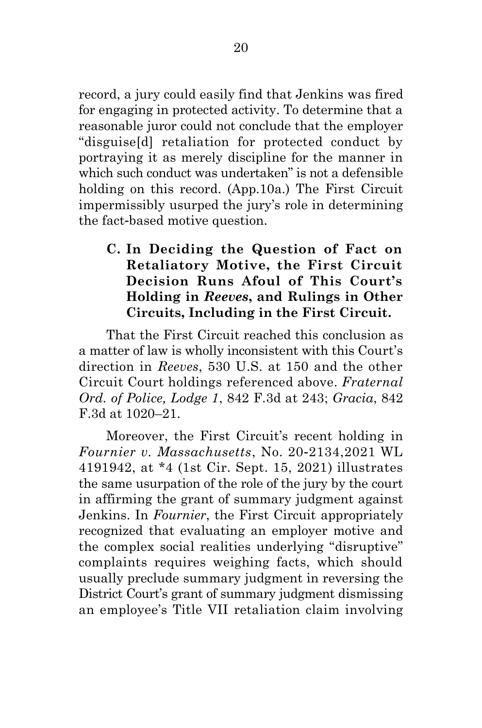record, a jury could easily find that Jenkins was fired for engaging in protected activity. To determine that a reasonable juror could not conclude that the employer "disguise[d] retaliation for protected conduct by portraying it as merely discipline for the manner in which such conduct was undertaken" is not a defensible holding on this record. (App.10a.) The First Circuit impermissibly usurped the jury's role in determining the fact-based motive question.

### C. In Deciding the Question of Fact on Retaliatory Motive, the First Circuit Decision Runs Afoul of This Court's Holding in *Reeves*, and Rulings in Other Circuits, Including in the First Circuit.

That the First Circuit reached this conclusion as a matter of law is wholly inconsistent with this Court's direction in *Reeves*, 530 U.S. at 150 and the other Circuit Court holdings referenced above. *Fraternal Ord. of Police, Lodge 1*, 842 F.3d at 243; *Gracia*, 842 F.3d at 1020–21.

Moreover, the First Circuit's recent holding in *Fournier v. Massachusetts*, No. 20-2134,2021 WL 4191942, at *4 (1st Cir. Sept. 15, 2021) illustrates the same usurpation of the role of the jury by the court in affirming the grant of summary judgment against Jenkins. In *Fournier*, the First Circuit appropriately recognized that evaluating an employer motive and the complex social realities underlying "disruptive" complaints requires weighing facts, which should usually preclude summary judgment in reversing the District Court's grant of summary judgment dismissing an employee's Title VII retaliation claim involving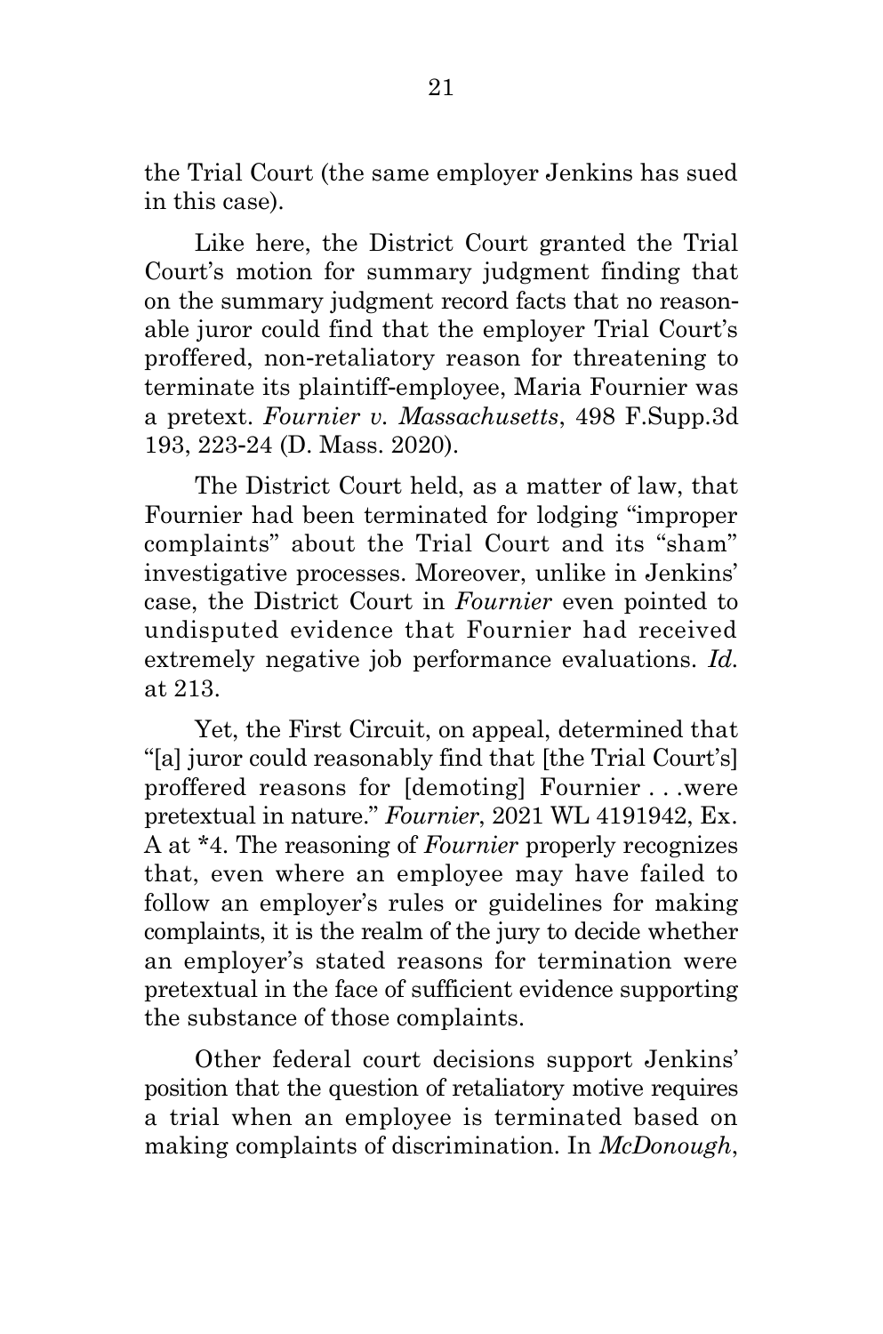the Trial Court (the same employer Jenkins has sued in this case).

Like here, the District Court granted the Trial Court's motion for summary judgment finding that on the summary judgment record facts that no reasonable juror could find that the employer Trial Court's proffered, non-retaliatory reason for threatening to terminate its plaintiff-employee, Maria Fournier was a pretext. *Fournier v. Massachusetts*, 498 F.Supp.3d 193, 223-24 (D. Mass. 2020).

The District Court held, as a matter of law, that Fournier had been terminated for lodging "improper complaints" about the Trial Court and its "sham" investigative processes. Moreover, unlike in Jenkins' case, the District Court in *Fournier* even pointed to undisputed evidence that Fournier had received extremely negative job performance evaluations. *Id.* at 213.

Yet, the First Circuit, on appeal, determined that "[a] juror could reasonably find that [the Trial Court's] proffered reasons for [demoting] Fournier . . .were pretextual in nature." *Fournier*, 2021 WL 4191942, Ex. A at \*4. The reasoning of *Fournier* properly recognizes that, even where an employee may have failed to follow an employer's rules or guidelines for making complaints, it is the realm of the jury to decide whether an employer's stated reasons for termination were pretextual in the face of sufficient evidence supporting the substance of those complaints.

Other federal court decisions support Jenkins' position that the question of retaliatory motive requires a trial when an employee is terminated based on making complaints of discrimination. In *McDonough*,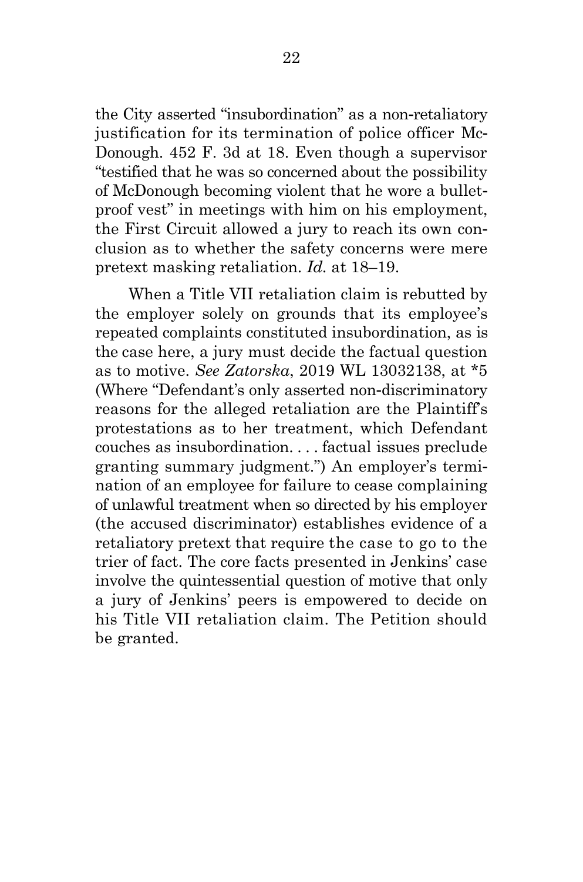the City asserted "insubordination" as a non-retaliatory justification for its termination of police officer McDonough. 452 F. 3d at 18. Even though a supervisor "testified that he was so concerned about the possibility of McDonough becoming violent that he wore a bulletproof vest" in meetings with him on his employment, the First Circuit allowed a jury to reach its own conclusion as to whether the safety concerns were mere pretext masking retaliation. *Id.* at 18–19.

When a Title VII retaliation claim is rebutted by the employer solely on grounds that its employee's repeated complaints constituted insubordination, as is the case here, a jury must decide the factual question as to motive. *See Zatorska*, 2019 WL 13032138, at *5 (Where "Defendant's only asserted non-discriminatory reasons for the alleged retaliation are the Plaintiff's protestations as to her treatment, which Defendant couches as insubordination. . . . factual issues preclude granting summary judgment.") An employer's termination of an employee for failure to cease complaining of unlawful treatment when so directed by his employer (the accused discriminator) establishes evidence of a retaliatory pretext that require the case to go to the trier of fact. The core facts presented in Jenkins' case involve the quintessential question of motive that only a jury of Jenkins' peers is empowered to decide on his Title VII retaliation claim. The Petition should be granted.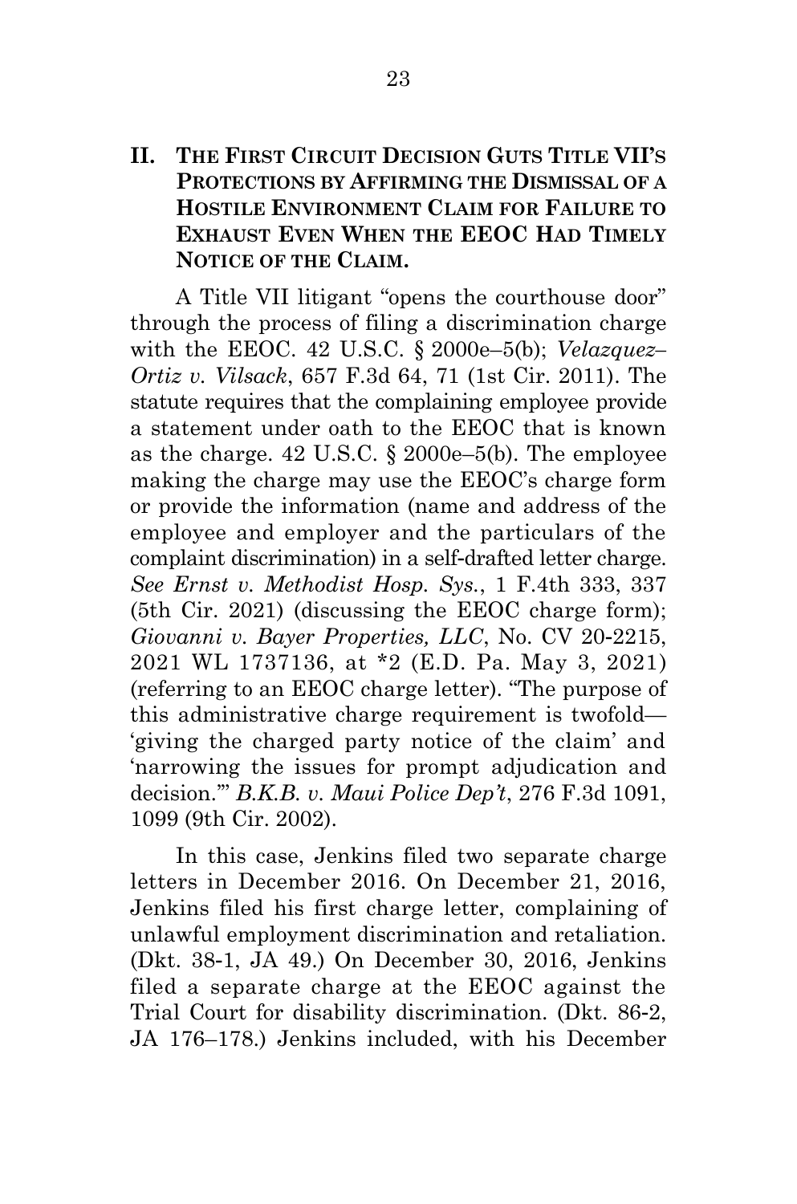## II. The First Circuit Decision Guts Title VII's Protections by Affirming the Dismissal of a Hostile Environment Claim for Failure to Exhaust Even When the EEOC Had Timely Notice of the Claim.

A Title VII litigant "opens the courthouse door" through the process of filing a discrimination charge with the EEOC. 42 U.S.C. § 2000e–5(b); *Velazquez–Ortiz v. Vilsack*, 657 F.3d 64, 71 (1st Cir. 2011). The statute requires that the complaining employee provide a statement under oath to the EEOC that is known as the charge. 42 U.S.C. § 2000e–5(b). The employee making the charge may use the EEOC's charge form or provide the information (name and address of the employee and employer and the particulars of the complaint discrimination) in a self-drafted letter charge. *See Ernst v. Methodist Hosp. Sys.*, 1 F.4th 333, 337 (5th Cir. 2021) (discussing the EEOC charge form); *Giovanni v. Bayer Properties, LLC*, No. CV 20-2215, 2021 WL 1737136, at *2 (E.D. Pa. May 3, 2021) (referring to an EEOC charge letter). "The purpose of this administrative charge requirement is twofold—'giving the charged party notice of the claim' and 'narrowing the issues for prompt adjudication and decision.'" *B.K.B. v. Maui Police Dep't*, 276 F.3d 1091, 1099 (9th Cir. 2002).

In this case, Jenkins filed two separate charge letters in December 2016. On December 21, 2016, Jenkins filed his first charge letter, complaining of unlawful employment discrimination and retaliation. (Dkt. 38-1, JA 49.) On December 30, 2016, Jenkins filed a separate charge at the EEOC against the Trial Court for disability discrimination. (Dkt. 86-2, JA 176–178.) Jenkins included, with his December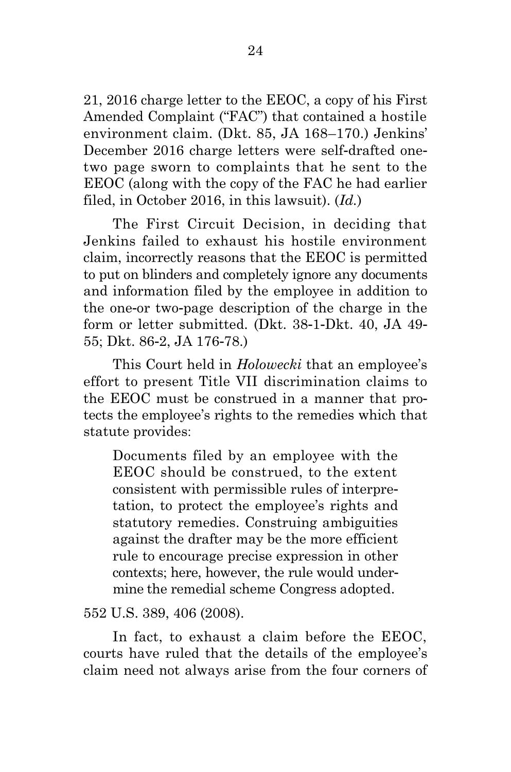21, 2016 charge letter to the EEOC, a copy of his First Amended Complaint ("FAC") that contained a hostile environment claim. (Dkt. 85, JA 168–170.) Jenkins' December 2016 charge letters were self-drafted one-two page sworn to complaints that he sent to the EEOC (along with the copy of the FAC he had earlier filed, in October 2016, in this lawsuit). (*Id.*)

The First Circuit Decision, in deciding that Jenkins failed to exhaust his hostile environment claim, incorrectly reasons that the EEOC is permitted to put on blinders and completely ignore any documents and information filed by the employee in addition to the one-or two-page description of the charge in the form or letter submitted. (Dkt. 38-1-Dkt. 40, JA 49-55; Dkt. 86-2, JA 176-78.)

This Court held in *Holowecki* that an employee's effort to present Title VII discrimination claims to the EEOC must be construed in a manner that protects the employee's rights to the remedies which that statute provides:

> Documents filed by an employee with the EEOC should be construed, to the extent consistent with permissible rules of interpretation, to protect the employee's rights and statutory remedies. Construing ambiguities against the drafter may be the more efficient rule to encourage precise expression in other contexts; here, however, the rule would undermine the remedial scheme Congress adopted.

552 U.S. 389, 406 (2008).

In fact, to exhaust a claim before the EEOC, courts have ruled that the details of the employee's claim need not always arise from the four corners of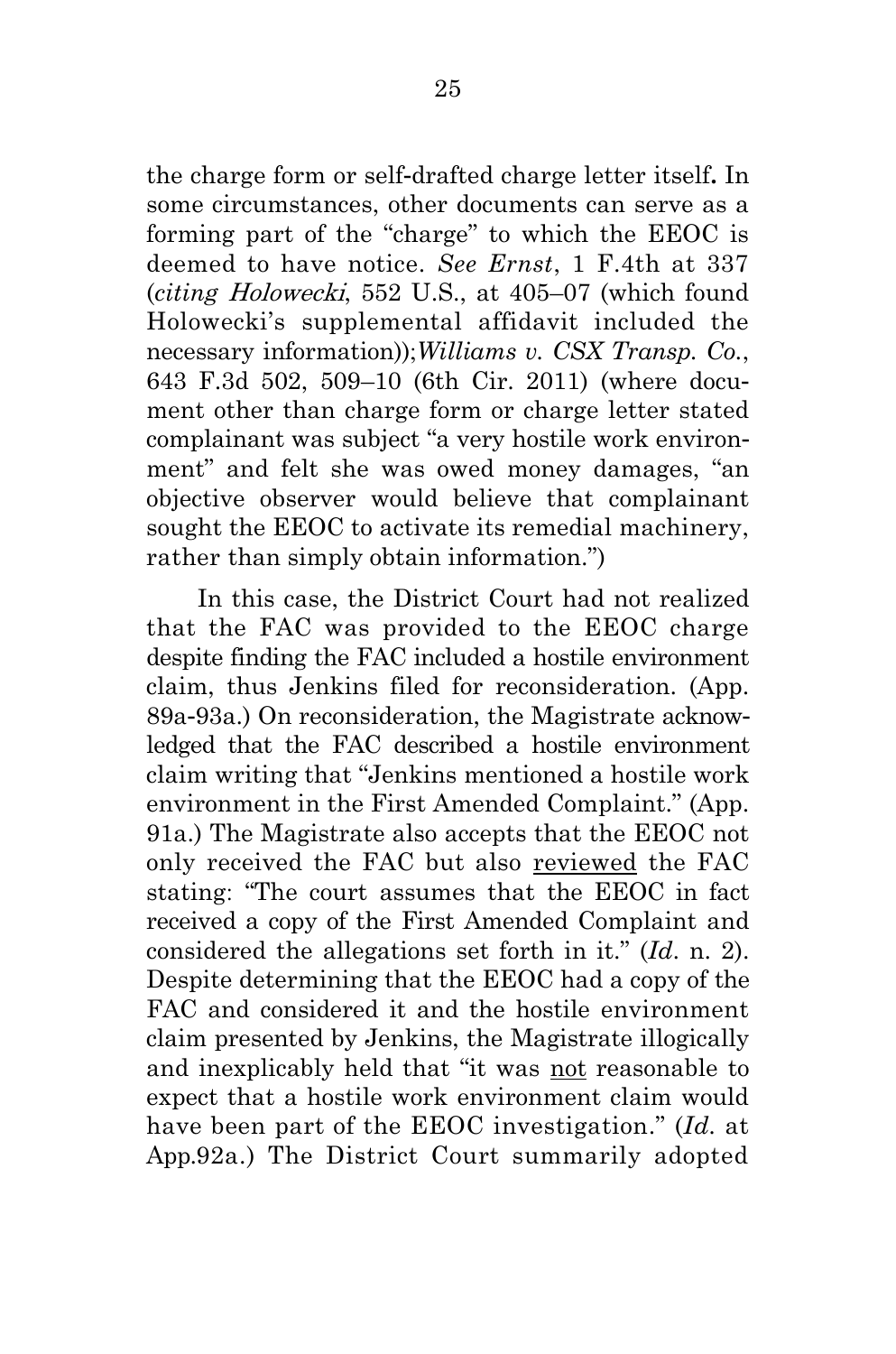the charge form or self-drafted charge letter itself**.** In some circumstances, other documents can serve as a forming part of the "charge" to which the EEOC is deemed to have notice. *See Ernst*, 1 F.4th at 337 (*citing Holowecki*, 552 U.S., at 405–07 (which found Holowecki's supplemental affidavit included the necessary information));*Williams v. CSX Transp. Co.*, 643 F.3d 502, 509–10 (6th Cir. 2011) (where document other than charge form or charge letter stated complainant was subject "a very hostile work environment" and felt she was owed money damages, "an objective observer would believe that complainant sought the EEOC to activate its remedial machinery, rather than simply obtain information.")

In this case, the District Court had not realized that the FAC was provided to the EEOC charge despite finding the FAC included a hostile environment claim, thus Jenkins filed for reconsideration. (App. 89a-93a.) On reconsideration, the Magistrate acknowledged that the FAC described a hostile environment claim writing that "Jenkins mentioned a hostile work environment in the First Amended Complaint." (App. 91a.) The Magistrate also accepts that the EEOC not only received the FAC but also <u>reviewed</u> the FAC stating: "The court assumes that the EEOC in fact received a copy of the First Amended Complaint and considered the allegations set forth in it." (*Id*. n. 2). Despite determining that the EEOC had a copy of the FAC and considered it and the hostile environment claim presented by Jenkins, the Magistrate illogically and inexplicably held that "it was <u>not</u> reasonable to expect that a hostile work environment claim would have been part of the EEOC investigation." (*Id*. at App.92a.) The District Court summarily adopted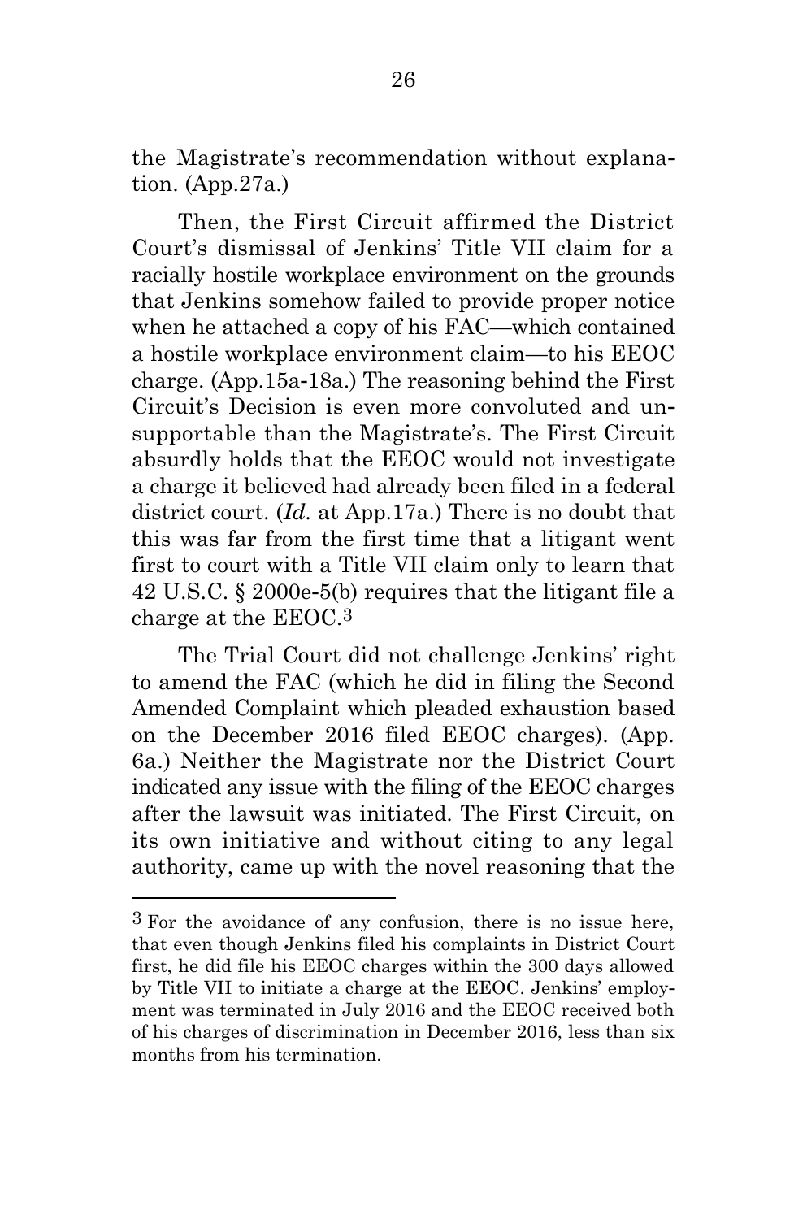the Magistrate's recommendation without explanation. (App.27a.)

Then, the First Circuit affirmed the District Court's dismissal of Jenkins' Title VII claim for a racially hostile workplace environment on the grounds that Jenkins somehow failed to provide proper notice when he attached a copy of his FAC—which contained a hostile workplace environment claim—to his EEOC charge. (App.15a-18a.) The reasoning behind the First Circuit's Decision is even more convoluted and unsupportable than the Magistrate's. The First Circuit absurdly holds that the EEOC would not investigate a charge it believed had already been filed in a federal district court. (*Id.* at App.17a.) There is no doubt that this was far from the first time that a litigant went first to court with a Title VII claim only to learn that 42 U.S.C. § 2000e-5(b) requires that the litigant file a charge at the EEOC.[3]

The Trial Court did not challenge Jenkins' right to amend the FAC (which he did in filing the Second Amended Complaint which pleaded exhaustion based on the December 2016 filed EEOC charges). (App. 6a.) Neither the Magistrate nor the District Court indicated any issue with the filing of the EEOC charges after the lawsuit was initiated. The First Circuit, on its own initiative and without citing to any legal authority, came up with the novel reasoning that the

[3] For the avoidance of any confusion, there is no issue here, that even though Jenkins filed his complaints in District Court first, he did file his EEOC charges within the 300 days allowed by Title VII to initiate a charge at the EEOC. Jenkins' employment was terminated in July 2016 and the EEOC received both of his charges of discrimination in December 2016, less than six months from his termination.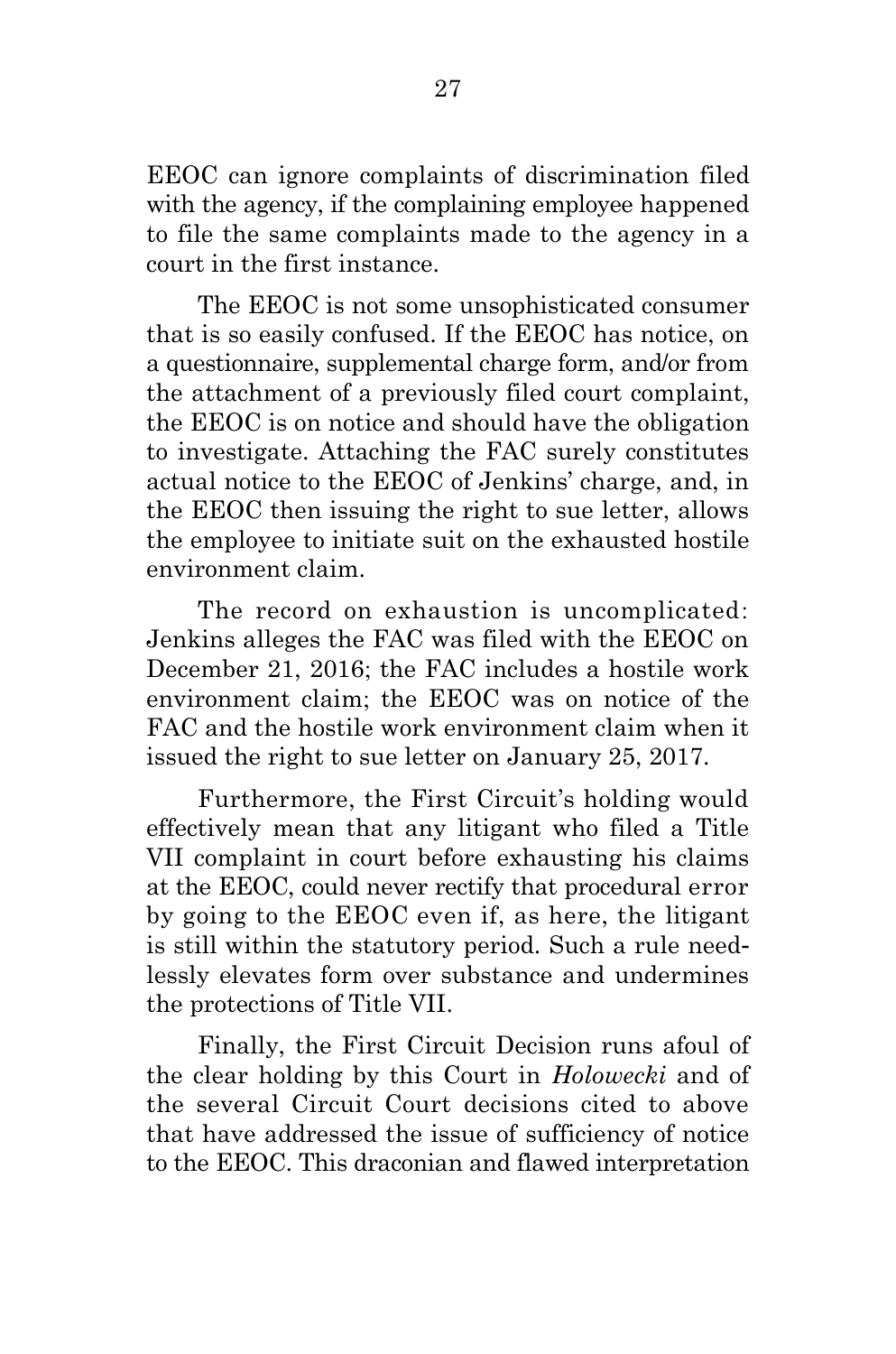EEOC can ignore complaints of discrimination filed with the agency, if the complaining employee happened to file the same complaints made to the agency in a court in the first instance.

The EEOC is not some unsophisticated consumer that is so easily confused. If the EEOC has notice, on a questionnaire, supplemental charge form, and/or from the attachment of a previously filed court complaint, the EEOC is on notice and should have the obligation to investigate. Attaching the FAC surely constitutes actual notice to the EEOC of Jenkins' charge, and, in the EEOC then issuing the right to sue letter, allows the employee to initiate suit on the exhausted hostile environment claim.

The record on exhaustion is uncomplicated: Jenkins alleges the FAC was filed with the EEOC on December 21, 2016; the FAC includes a hostile work environment claim; the EEOC was on notice of the FAC and the hostile work environment claim when it issued the right to sue letter on January 25, 2017.

Furthermore, the First Circuit's holding would effectively mean that any litigant who filed a Title VII complaint in court before exhausting his claims at the EEOC, could never rectify that procedural error by going to the EEOC even if, as here, the litigant is still within the statutory period. Such a rule needlessly elevates form over substance and undermines the protections of Title VII.

Finally, the First Circuit Decision runs afoul of the clear holding by this Court in *Holowecki* and of the several Circuit Court decisions cited to above that have addressed the issue of sufficiency of notice to the EEOC. This draconian and flawed interpretation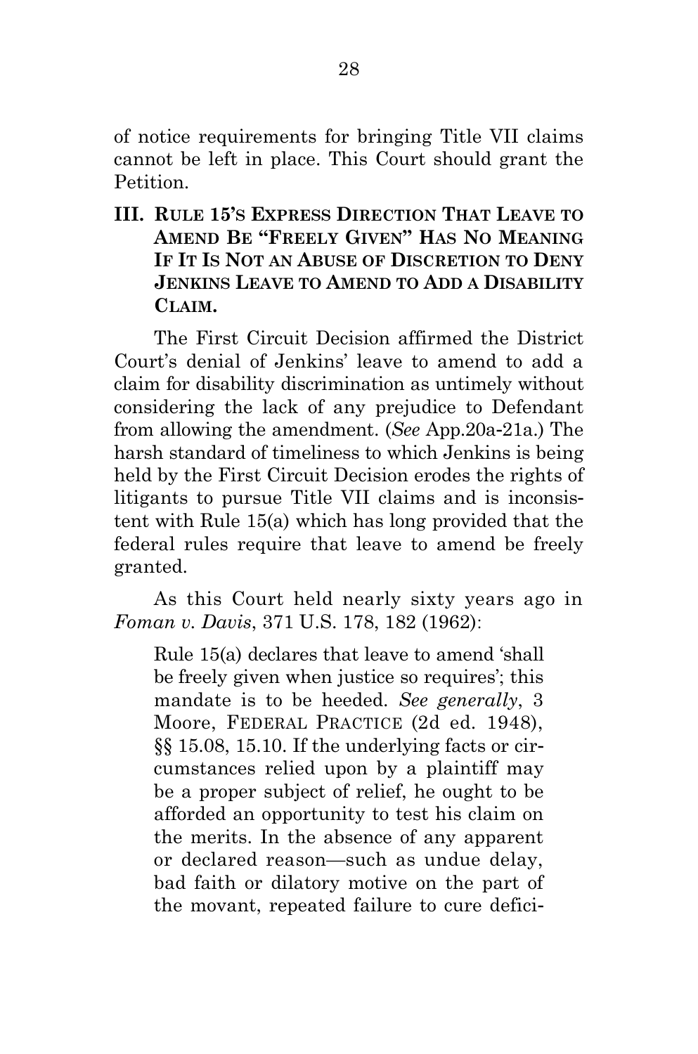of notice requirements for bringing Title VII claims cannot be left in place. This Court should grant the Petition.

## III. Rule 15's Express Direction That Leave to Amend Be "Freely Given" Has No Meaning If It Is Not an Abuse of Discretion to Deny Jenkins Leave to Amend to Add a Disability Claim.

The First Circuit Decision affirmed the District Court's denial of Jenkins' leave to amend to add a claim for disability discrimination as untimely without considering the lack of any prejudice to Defendant from allowing the amendment. (*See* App.20a-21a.) The harsh standard of timeliness to which Jenkins is being held by the First Circuit Decision erodes the rights of litigants to pursue Title VII claims and is inconsistent with Rule 15(a) which has long provided that the federal rules require that leave to amend be freely granted.

As this Court held nearly sixty years ago in *Foman v. Davis*, 371 U.S. 178, 182 (1962):

> Rule 15(a) declares that leave to amend 'shall be freely given when justice so requires'; this mandate is to be heeded. *See generally*, 3 Moore, Federal Practice (2d ed. 1948), §§ 15.08, 15.10. If the underlying facts or circumstances relied upon by a plaintiff may be a proper subject of relief, he ought to be afforded an opportunity to test his claim on the merits. In the absence of any apparent or declared reason—such as undue delay, bad faith or dilatory motive on the part of the movant, repeated failure to cure defici-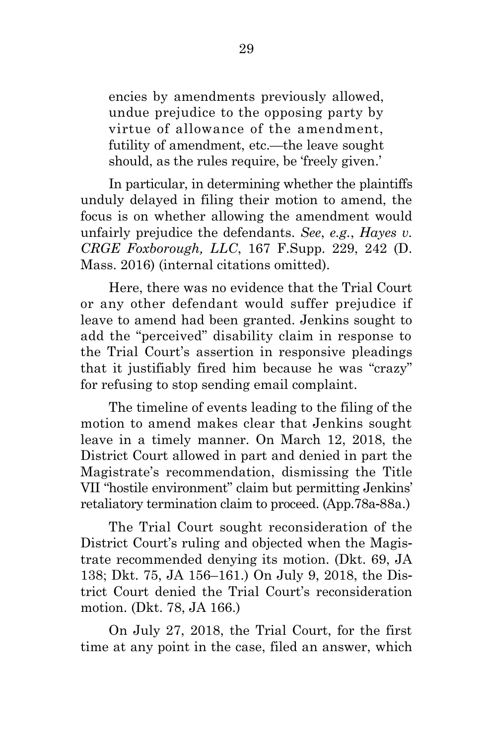encies by amendments previously allowed, undue prejudice to the opposing party by virtue of allowance of the amendment, futility of amendment, etc.—the leave sought should, as the rules require, be 'freely given.'

In particular, in determining whether the plaintiffs unduly delayed in filing their motion to amend, the focus is on whether allowing the amendment would unfairly prejudice the defendants. *See*, *e.g.*, *Hayes v. CRGE Foxborough, LLC*, 167 F.Supp. 229, 242 (D. Mass. 2016) (internal citations omitted).

Here, there was no evidence that the Trial Court or any other defendant would suffer prejudice if leave to amend had been granted. Jenkins sought to add the "perceived" disability claim in response to the Trial Court's assertion in responsive pleadings that it justifiably fired him because he was "crazy" for refusing to stop sending email complaint.

The timeline of events leading to the filing of the motion to amend makes clear that Jenkins sought leave in a timely manner. On March 12, 2018, the District Court allowed in part and denied in part the Magistrate's recommendation, dismissing the Title VII "hostile environment" claim but permitting Jenkins' retaliatory termination claim to proceed. (App.78a-88a.)

The Trial Court sought reconsideration of the District Court's ruling and objected when the Magistrate recommended denying its motion. (Dkt. 69, JA 138; Dkt. 75, JA 156–161.) On July 9, 2018, the District Court denied the Trial Court's reconsideration motion. (Dkt. 78, JA 166.)

On July 27, 2018, the Trial Court, for the first time at any point in the case, filed an answer, which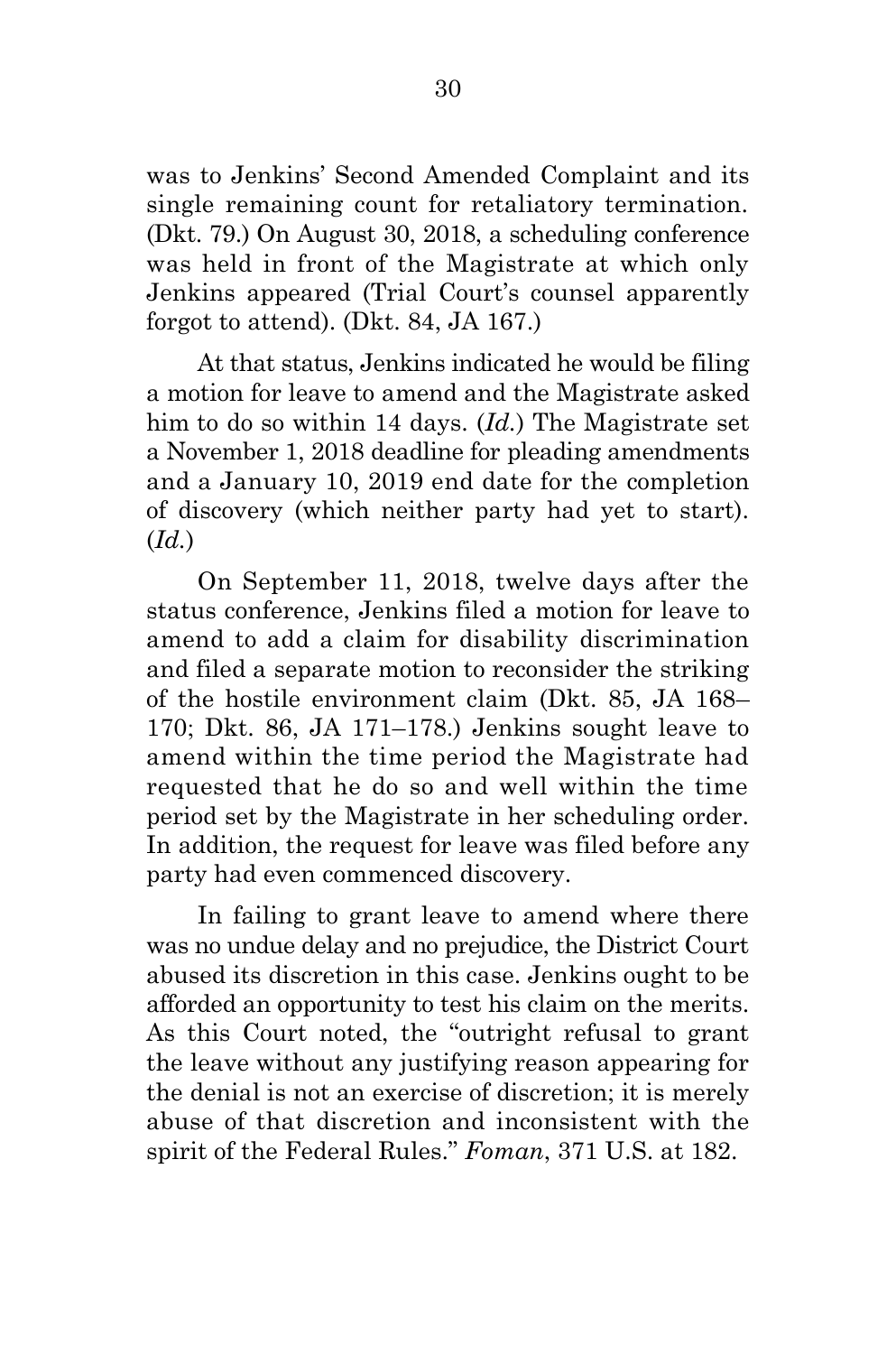was to Jenkins' Second Amended Complaint and its single remaining count for retaliatory termination. (Dkt. 79.) On August 30, 2018, a scheduling conference was held in front of the Magistrate at which only Jenkins appeared (Trial Court's counsel apparently forgot to attend). (Dkt. 84, JA 167.)

At that status, Jenkins indicated he would be filing a motion for leave to amend and the Magistrate asked him to do so within 14 days. (*Id.*) The Magistrate set a November 1, 2018 deadline for pleading amendments and a January 10, 2019 end date for the completion of discovery (which neither party had yet to start). (*Id.*)

On September 11, 2018, twelve days after the status conference, Jenkins filed a motion for leave to amend to add a claim for disability discrimination and filed a separate motion to reconsider the striking of the hostile environment claim (Dkt. 85, JA 168–170; Dkt. 86, JA 171–178.) Jenkins sought leave to amend within the time period the Magistrate had requested that he do so and well within the time period set by the Magistrate in her scheduling order. In addition, the request for leave was filed before any party had even commenced discovery.

In failing to grant leave to amend where there was no undue delay and no prejudice, the District Court abused its discretion in this case. Jenkins ought to be afforded an opportunity to test his claim on the merits. As this Court noted, the "outright refusal to grant the leave without any justifying reason appearing for the denial is not an exercise of discretion; it is merely abuse of that discretion and inconsistent with the spirit of the Federal Rules." *Foman*, 371 U.S. at 182.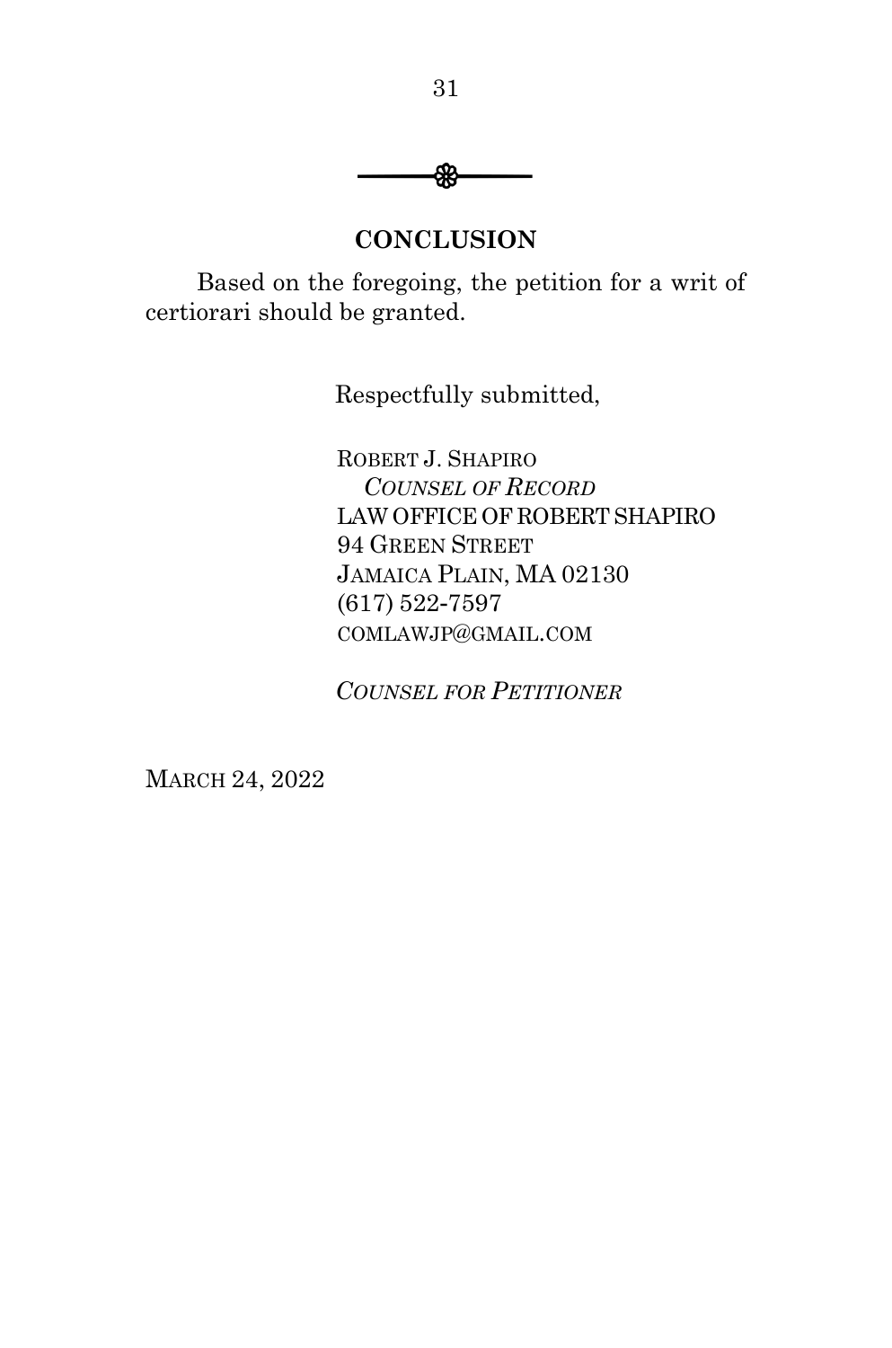## CONCLUSION

Based on the foregoing, the petition for a writ of certiorari should be granted.

Respectfully submitted,

ROBERT J. SHAPIRO  
*COUNSEL OF RECORD*  
LAW OFFICE OF ROBERT SHAPIRO  
94 GREEN STREET  
JAMAICA PLAIN, MA 02130  
(617) 522-7597  
COMLAWJP@GMAIL.COM

*COUNSEL FOR PETITIONER*

MARCH 24, 2022